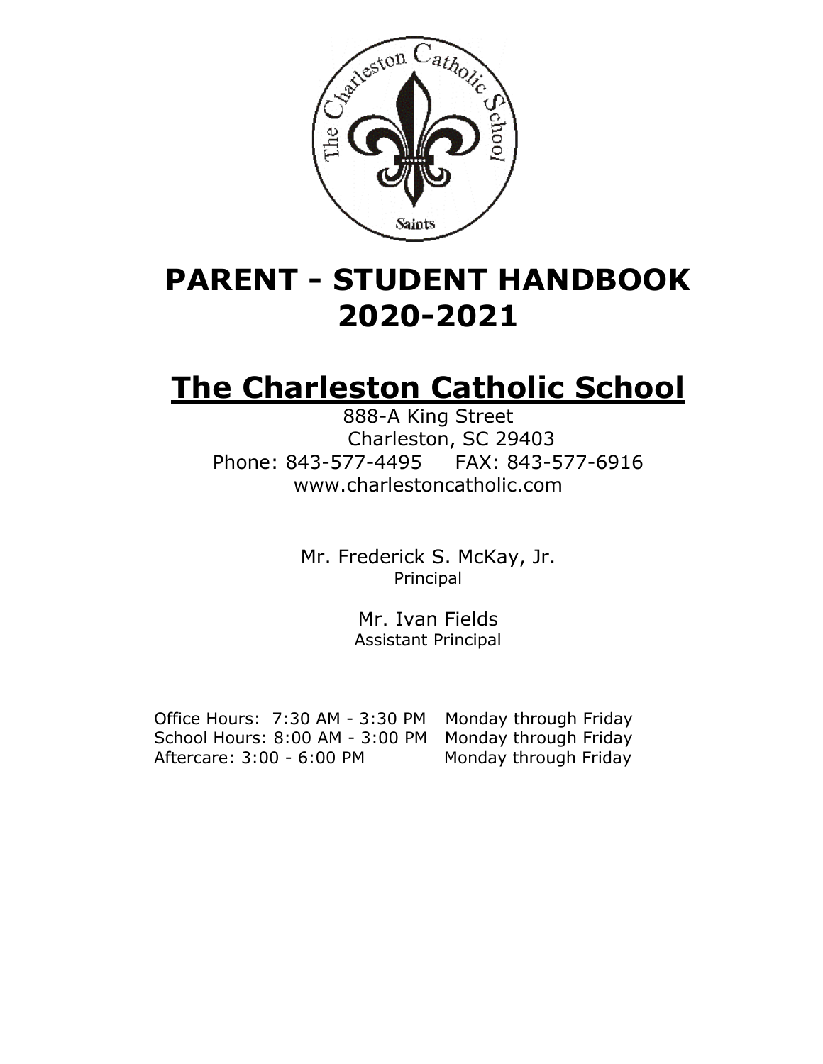# PARENT - STUDENT HANDBOOK 2020-2021

# The Charleston Catholic School

888-A King Street
Charleston, SC 29403
Phone: 843-577-4495 FAX: 843-577-6916
www.charlestoncatholic.com

Mr. Frederick S. McKay, Jr.
Principal

Mr. Ivan Fields
Assistant Principal

Office Hours: 7:30 AM - 3:30 PM Monday through Friday
School Hours: 8:00 AM - 3:00 PM Monday through Friday
Aftercare: 3:00 - 6:00 PM Monday through Friday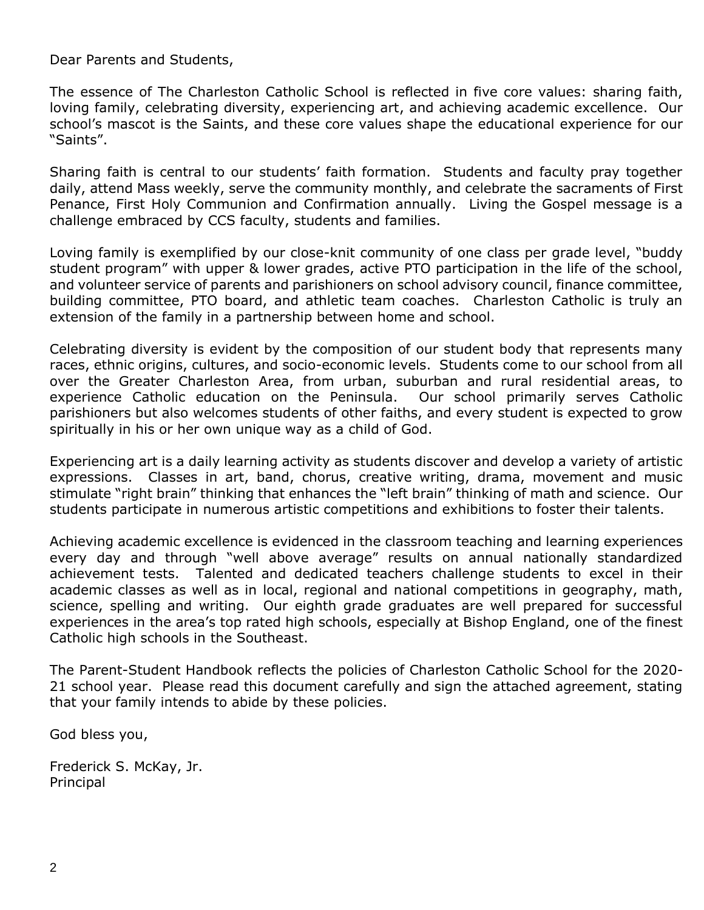Dear Parents and Students,

The essence of The Charleston Catholic School is reflected in five core values: sharing faith, loving family, celebrating diversity, experiencing art, and achieving academic excellence. Our school's mascot is the Saints, and these core values shape the educational experience for our "Saints".

Sharing faith is central to our students' faith formation. Students and faculty pray together daily, attend Mass weekly, serve the community monthly, and celebrate the sacraments of First Penance, First Holy Communion and Confirmation annually. Living the Gospel message is a challenge embraced by CCS faculty, students and families.

Loving family is exemplified by our close-knit community of one class per grade level, "buddy student program" with upper & lower grades, active PTO participation in the life of the school, and volunteer service of parents and parishioners on school advisory council, finance committee, building committee, PTO board, and athletic team coaches. Charleston Catholic is truly an extension of the family in a partnership between home and school.

Celebrating diversity is evident by the composition of our student body that represents many races, ethnic origins, cultures, and socio-economic levels. Students come to our school from all over the Greater Charleston Area, from urban, suburban and rural residential areas, to experience Catholic education on the Peninsula. Our school primarily serves Catholic parishioners but also welcomes students of other faiths, and every student is expected to grow spiritually in his or her own unique way as a child of God.

Experiencing art is a daily learning activity as students discover and develop a variety of artistic expressions. Classes in art, band, chorus, creative writing, drama, movement and music stimulate "right brain" thinking that enhances the "left brain" thinking of math and science. Our students participate in numerous artistic competitions and exhibitions to foster their talents.

Achieving academic excellence is evidenced in the classroom teaching and learning experiences every day and through "well above average" results on annual nationally standardized achievement tests. Talented and dedicated teachers challenge students to excel in their academic classes as well as in local, regional and national competitions in geography, math, science, spelling and writing. Our eighth grade graduates are well prepared for successful experiences in the area's top rated high schools, especially at Bishop England, one of the finest Catholic high schools in the Southeast.

The Parent-Student Handbook reflects the policies of Charleston Catholic School for the 2020-21 school year. Please read this document carefully and sign the attached agreement, stating that your family intends to abide by these policies.

God bless you,

Frederick S. McKay, Jr.
Principal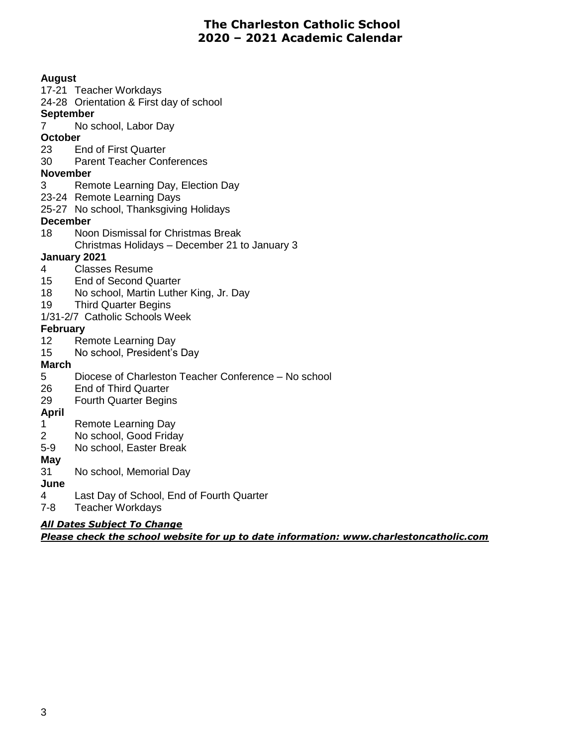# The Charleston Catholic School
## 2020 – 2021 Academic Calendar

**August**

17-21 Teacher Workdays

24-28 Orientation & First day of school

**September**

7 No school, Labor Day

**October**

23 End of First Quarter

30 Parent Teacher Conferences

**November**

3 Remote Learning Day, Election Day

23-24 Remote Learning Days

25-27 No school, Thanksgiving Holidays

**December**

18 Noon Dismissal for Christmas Break

Christmas Holidays – December 21 to January 3

**January 2021**

4 Classes Resume

15 End of Second Quarter

18 No school, Martin Luther King, Jr. Day

19 Third Quarter Begins

1/31-2/7 Catholic Schools Week

**February**

12 Remote Learning Day

15 No school, President's Day

**March**

5 Diocese of Charleston Teacher Conference – No school

26 End of Third Quarter

29 Fourth Quarter Begins

**April**

1 Remote Learning Day

2 No school, Good Friday

5-9 No school, Easter Break

**May**

31 No school, Memorial Day

**June**

4 Last Day of School, End of Fourth Quarter

7-8 Teacher Workdays

***All Dates Subject To Change***

***Please check the school website for up to date information: www.charlestoncatholic.com***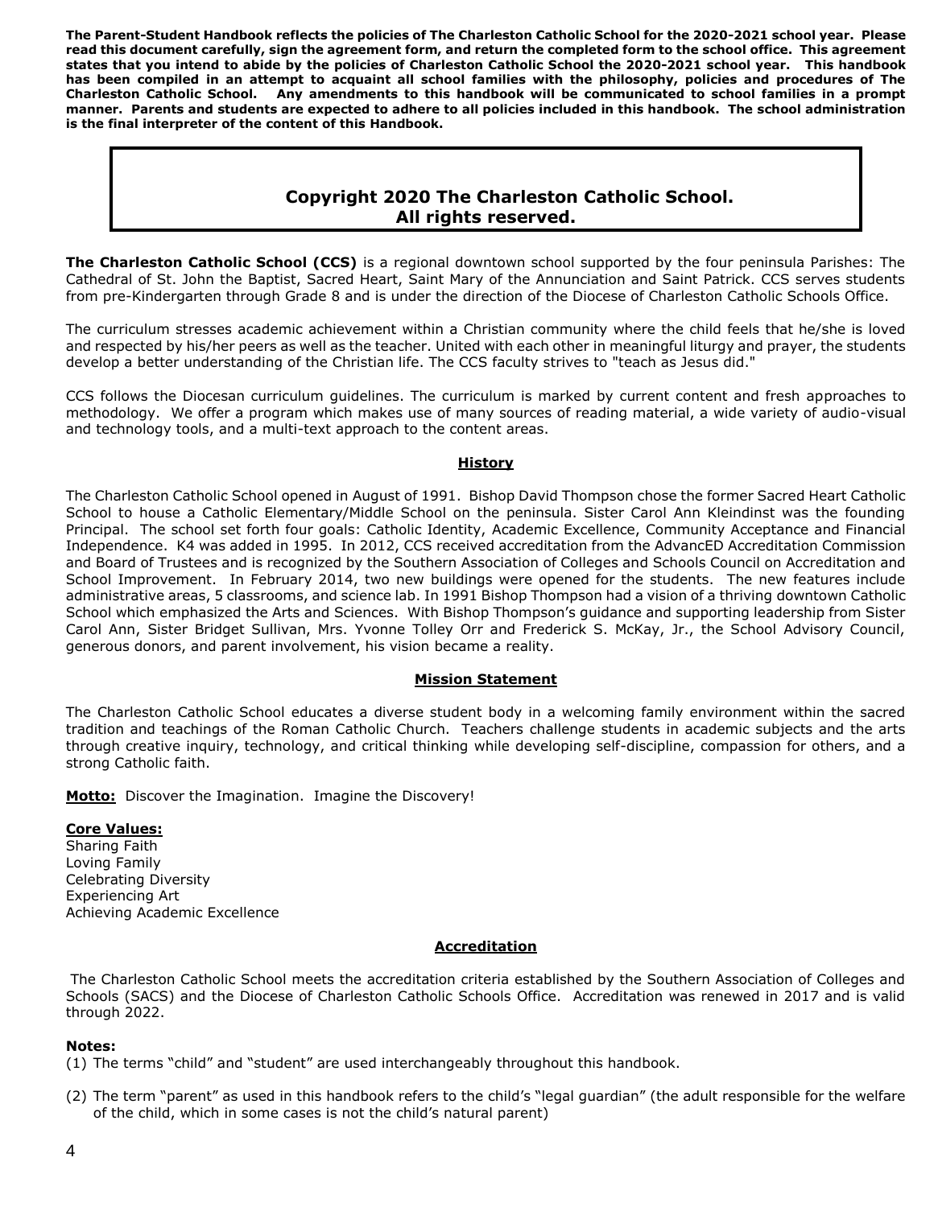**The Parent-Student Handbook reflects the policies of The Charleston Catholic School for the 2020-2021 school year. Please read this document carefully, sign the agreement form, and return the completed form to the school office. This agreement states that you intend to abide by the policies of Charleston Catholic School the 2020-2021 school year. This handbook has been compiled in an attempt to acquaint all school families with the philosophy, policies and procedures of The Charleston Catholic School. Any amendments to this handbook will be communicated to school families in a prompt manner. Parents and students are expected to adhere to all policies included in this handbook. The school administration is the final interpreter of the content of this Handbook.**

**Copyright 2020 The Charleston Catholic School.
All rights reserved.**

**The Charleston Catholic School (CCS)** is a regional downtown school supported by the four peninsula Parishes: The Cathedral of St. John the Baptist, Sacred Heart, Saint Mary of the Annunciation and Saint Patrick. CCS serves students from pre-Kindergarten through Grade 8 and is under the direction of the Diocese of Charleston Catholic Schools Office.

The curriculum stresses academic achievement within a Christian community where the child feels that he/she is loved and respected by his/her peers as well as the teacher. United with each other in meaningful liturgy and prayer, the students develop a better understanding of the Christian life. The CCS faculty strives to "teach as Jesus did."

CCS follows the Diocesan curriculum guidelines. The curriculum is marked by current content and fresh approaches to methodology. We offer a program which makes use of many sources of reading material, a wide variety of audio-visual and technology tools, and a multi-text approach to the content areas.

## History

The Charleston Catholic School opened in August of 1991. Bishop David Thompson chose the former Sacred Heart Catholic School to house a Catholic Elementary/Middle School on the peninsula. Sister Carol Ann Kleindinst was the founding Principal. The school set forth four goals: Catholic Identity, Academic Excellence, Community Acceptance and Financial Independence. K4 was added in 1995. In 2012, CCS received accreditation from the AdvancED Accreditation Commission and Board of Trustees and is recognized by the Southern Association of Colleges and Schools Council on Accreditation and School Improvement. In February 2014, two new buildings were opened for the students. The new features include administrative areas, 5 classrooms, and science lab. In 1991 Bishop Thompson had a vision of a thriving downtown Catholic School which emphasized the Arts and Sciences. With Bishop Thompson's guidance and supporting leadership from Sister Carol Ann, Sister Bridget Sullivan, Mrs. Yvonne Tolley Orr and Frederick S. McKay, Jr., the School Advisory Council, generous donors, and parent involvement, his vision became a reality.

## Mission Statement

The Charleston Catholic School educates a diverse student body in a welcoming family environment within the sacred tradition and teachings of the Roman Catholic Church. Teachers challenge students in academic subjects and the arts through creative inquiry, technology, and critical thinking while developing self-discipline, compassion for others, and a strong Catholic faith.

**Motto:** Discover the Imagination. Imagine the Discovery!

**Core Values:**
Sharing Faith
Loving Family
Celebrating Diversity
Experiencing Art
Achieving Academic Excellence

## Accreditation

The Charleston Catholic School meets the accreditation criteria established by the Southern Association of Colleges and Schools (SACS) and the Diocese of Charleston Catholic Schools Office. Accreditation was renewed in 2017 and is valid through 2022.

**Notes:**

(1) The terms "child" and "student" are used interchangeably throughout this handbook.

(2) The term "parent" as used in this handbook refers to the child's "legal guardian" (the adult responsible for the welfare of the child, which in some cases is not the child's natural parent)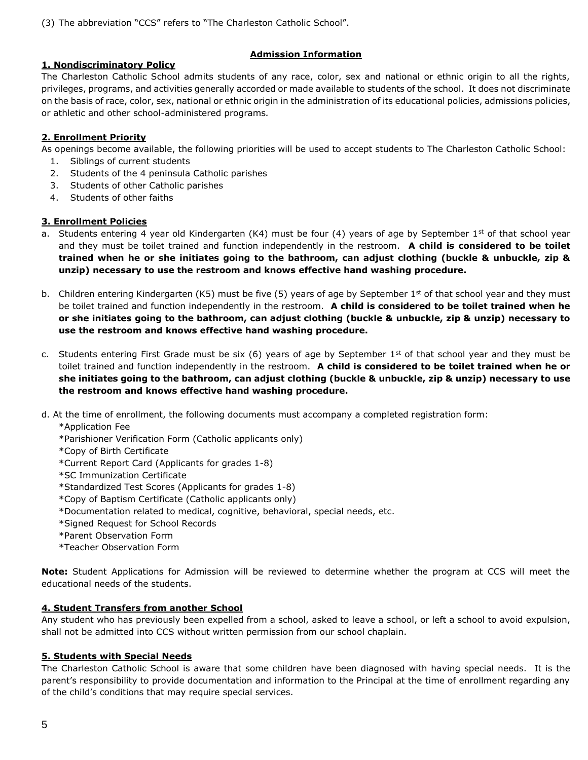(3) The abbreviation "CCS" refers to "The Charleston Catholic School".

## Admission Information

### 1. Nondiscriminatory Policy

The Charleston Catholic School admits students of any race, color, sex and national or ethnic origin to all the rights, privileges, programs, and activities generally accorded or made available to students of the school. It does not discriminate on the basis of race, color, sex, national or ethnic origin in the administration of its educational policies, admissions policies, or athletic and other school-administered programs*.*

### 2. Enrollment Priority

As openings become available, the following priorities will be used to accept students to The Charleston Catholic School:

1. Siblings of current students
2. Students of the 4 peninsula Catholic parishes
3. Students of other Catholic parishes
4. Students of other faiths

### 3. Enrollment Policies

a. Students entering 4 year old Kindergarten (K4) must be four (4) years of age by September 1st of that school year and they must be toilet trained and function independently in the restroom. **A child is considered to be toilet trained when he or she initiates going to the bathroom, can adjust clothing (buckle & unbuckle, zip & unzip) necessary to use the restroom and knows effective hand washing procedure.**

b. Children entering Kindergarten (K5) must be five (5) years of age by September 1st of that school year and they must be toilet trained and function independently in the restroom. **A child is considered to be toilet trained when he or she initiates going to the bathroom, can adjust clothing (buckle & unbuckle, zip & unzip) necessary to use the restroom and knows effective hand washing procedure.**

c. Students entering First Grade must be six (6) years of age by September 1st of that school year and they must be toilet trained and function independently in the restroom. **A child is considered to be toilet trained when he or she initiates going to the bathroom, can adjust clothing (buckle & unbuckle, zip & unzip) necessary to use the restroom and knows effective hand washing procedure.**

d. At the time of enrollment, the following documents must accompany a completed registration form:

*Application Fee
*Parishioner Verification Form (Catholic applicants only)
*Copy of Birth Certificate
*Current Report Card (Applicants for grades 1-8)
*SC Immunization Certificate
*Standardized Test Scores (Applicants for grades 1-8)
*Copy of Baptism Certificate (Catholic applicants only)
*Documentation related to medical, cognitive, behavioral, special needs, etc.
*Signed Request for School Records
*Parent Observation Form
*Teacher Observation Form

**Note:** Student Applications for Admission will be reviewed to determine whether the program at CCS will meet the educational needs of the students.

### 4. Student Transfers from another School

Any student who has previously been expelled from a school, asked to leave a school, or left a school to avoid expulsion, shall not be admitted into CCS without written permission from our school chaplain.

### 5. Students with Special Needs

The Charleston Catholic School is aware that some children have been diagnosed with having special needs. It is the parent's responsibility to provide documentation and information to the Principal at the time of enrollment regarding any of the child's conditions that may require special services.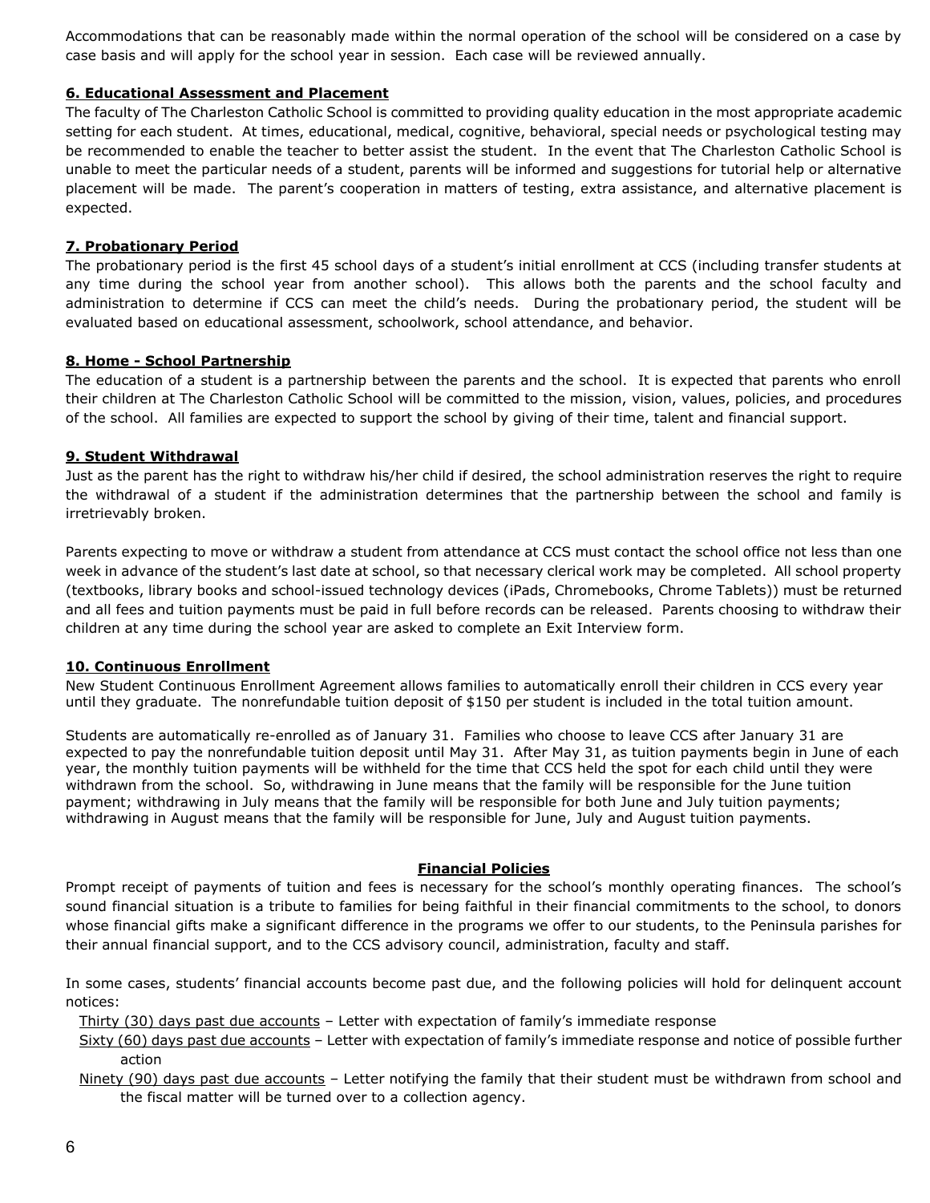Accommodations that can be reasonably made within the normal operation of the school will be considered on a case by case basis and will apply for the school year in session. Each case will be reviewed annually.

**6. Educational Assessment and Placement**

The faculty of The Charleston Catholic School is committed to providing quality education in the most appropriate academic setting for each student. At times, educational, medical, cognitive, behavioral, special needs or psychological testing may be recommended to enable the teacher to better assist the student. In the event that The Charleston Catholic School is unable to meet the particular needs of a student, parents will be informed and suggestions for tutorial help or alternative placement will be made. The parent's cooperation in matters of testing, extra assistance, and alternative placement is expected.

**7. Probationary Period**

The probationary period is the first 45 school days of a student's initial enrollment at CCS (including transfer students at any time during the school year from another school). This allows both the parents and the school faculty and administration to determine if CCS can meet the child's needs. During the probationary period, the student will be evaluated based on educational assessment, schoolwork, school attendance, and behavior.

**8. Home - School Partnership**

The education of a student is a partnership between the parents and the school. It is expected that parents who enroll their children at The Charleston Catholic School will be committed to the mission, vision, values, policies, and procedures of the school. All families are expected to support the school by giving of their time, talent and financial support.

**9. Student Withdrawal**

Just as the parent has the right to withdraw his/her child if desired, the school administration reserves the right to require the withdrawal of a student if the administration determines that the partnership between the school and family is irretrievably broken.

Parents expecting to move or withdraw a student from attendance at CCS must contact the school office not less than one week in advance of the student's last date at school, so that necessary clerical work may be completed. All school property (textbooks, library books and school-issued technology devices (iPads, Chromebooks, Chrome Tablets)) must be returned and all fees and tuition payments must be paid in full before records can be released. Parents choosing to withdraw their children at any time during the school year are asked to complete an Exit Interview form.

**10. Continuous Enrollment**

New Student Continuous Enrollment Agreement allows families to automatically enroll their children in CCS every year until they graduate. The nonrefundable tuition deposit of $150 per student is included in the total tuition amount.

Students are automatically re-enrolled as of January 31. Families who choose to leave CCS after January 31 are expected to pay the nonrefundable tuition deposit until May 31. After May 31, as tuition payments begin in June of each year, the monthly tuition payments will be withheld for the time that CCS held the spot for each child until they were withdrawn from the school. So, withdrawing in June means that the family will be responsible for the June tuition payment; withdrawing in July means that the family will be responsible for both June and July tuition payments; withdrawing in August means that the family will be responsible for June, July and August tuition payments.

## Financial Policies

Prompt receipt of payments of tuition and fees is necessary for the school's monthly operating finances. The school's sound financial situation is a tribute to families for being faithful in their financial commitments to the school, to donors whose financial gifts make a significant difference in the programs we offer to our students, to the Peninsula parishes for their annual financial support, and to the CCS advisory council, administration, faculty and staff.

In some cases, students' financial accounts become past due, and the following policies will hold for delinquent account notices:

- Thirty (30) days past due accounts – Letter with expectation of family's immediate response
- Sixty (60) days past due accounts – Letter with expectation of family's immediate response and notice of possible further action
- Ninety (90) days past due accounts – Letter notifying the family that their student must be withdrawn from school and the fiscal matter will be turned over to a collection agency.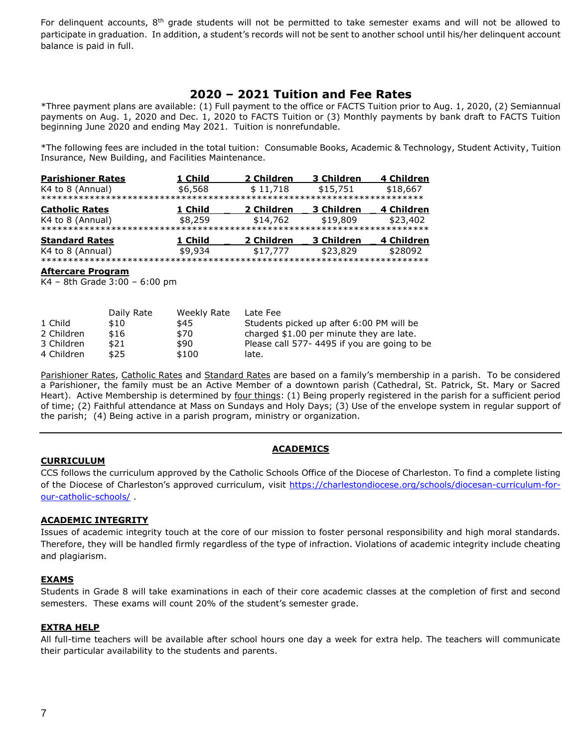For delinquent accounts, 8th grade students will not be permitted to take semester exams and will not be allowed to participate in graduation. In addition, a student's records will not be sent to another school until his/her delinquent account balance is paid in full.

## 2020 – 2021 Tuition and Fee Rates

*Three payment plans are available: (1) Full payment to the office or FACTS Tuition prior to Aug. 1, 2020, (2) Semiannual payments on Aug. 1, 2020 and Dec. 1, 2020 to FACTS Tuition or (3) Monthly payments by bank draft to FACTS Tuition beginning June 2020 and ending May 2021. Tuition is nonrefundable.

*The following fees are included in the total tuition: Consumable Books, Academic & Technology, Student Activity, Tuition Insurance, New Building, and Facilities Maintenance.

| **Parishioner Rates** | **1 Child** | **2 Children** | **3 Children** | **4 Children** |
|---|---|---|---|---|
| K4 to 8 (Annual) | $6,568 | $ 11,718 | $15,751 | $18,667 |

| **Catholic Rates** | **1 Child** | **2 Children** | **3 Children** | **4 Children** |
|---|---|---|---|---|
| K4 to 8 (Annual) | $8,259 | $14,762 | $19,809 | $23,402 |

| **Standard Rates** | **1 Child** | **2 Children** | **3 Children** | **4 Children** |
|---|---|---|---|---|
| K4 to 8 (Annual) | $9,934 | $17,777 | $23,829 | $28092 |

**Aftercare Program**

K4 – 8th Grade 3:00 – 6:00 pm

| | Daily Rate | Weekly Rate | Late Fee |
|---|---|---|---|
| 1 Child | $10 | $45 | Students picked up after 6:00 PM will be |
| 2 Children | $16 | $70 | charged $1.00 per minute they are late. |
| 3 Children | $21 | $90 | Please call 577- 4495 if you are going to be |
| 4 Children | $25 | $100 | late. |

Parishioner Rates, Catholic Rates and Standard Rates are based on a family's membership in a parish. To be considered a Parishioner, the family must be an Active Member of a downtown parish (Cathedral, St. Patrick, St. Mary or Sacred Heart). Active Membership is determined by four things: (1) Being properly registered in the parish for a sufficient period of time; (2) Faithful attendance at Mass on Sundays and Holy Days; (3) Use of the envelope system in regular support of the parish; (4) Being active in a parish program, ministry or organization.

---

## ACADEMICS

### CURRICULUM

CCS follows the curriculum approved by the Catholic Schools Office of the Diocese of Charleston. To find a complete listing of the Diocese of Charleston's approved curriculum, visit [https://charlestondiocese.org/schools/diocesan-curriculum-for-our-catholic-schools/](https://charlestondiocese.org/schools/diocesan-curriculum-for-our-catholic-schools/) .

### ACADEMIC INTEGRITY

Issues of academic integrity touch at the core of our mission to foster personal responsibility and high moral standards. Therefore, they will be handled firmly regardless of the type of infraction. Violations of academic integrity include cheating and plagiarism.

### EXAMS

Students in Grade 8 will take examinations in each of their core academic classes at the completion of first and second semesters. These exams will count 20% of the student's semester grade.

### EXTRA HELP

All full-time teachers will be available after school hours one day a week for extra help. The teachers will communicate their particular availability to the students and parents.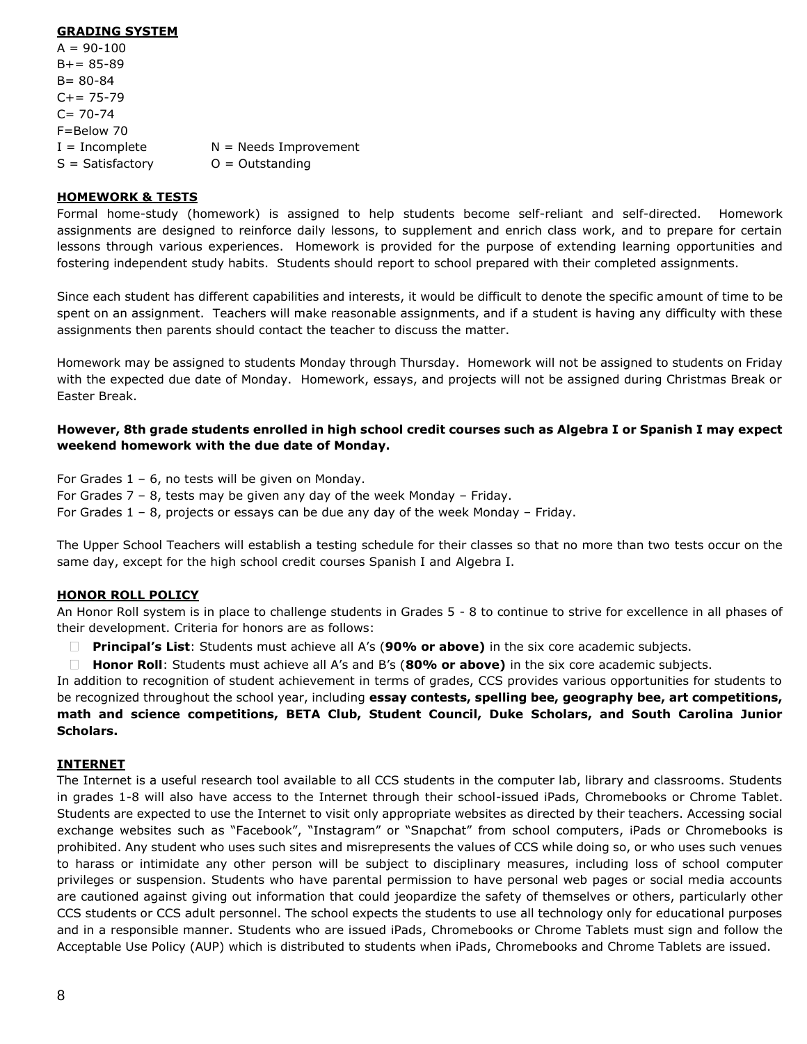## GRADING SYSTEM

A = 90-100
B+= 85-89
B= 80-84
C+= 75-79
C= 70-74
F=Below 70

| | |
|---|---|
| I = Incomplete | N = Needs Improvement |
| S = Satisfactory | O = Outstanding |

## HOMEWORK & TESTS

Formal home-study (homework) is assigned to help students become self-reliant and self-directed. Homework assignments are designed to reinforce daily lessons, to supplement and enrich class work, and to prepare for certain lessons through various experiences. Homework is provided for the purpose of extending learning opportunities and fostering independent study habits. Students should report to school prepared with their completed assignments.

Since each student has different capabilities and interests, it would be difficult to denote the specific amount of time to be spent on an assignment. Teachers will make reasonable assignments, and if a student is having any difficulty with these assignments then parents should contact the teacher to discuss the matter.

Homework may be assigned to students Monday through Thursday. Homework will not be assigned to students on Friday with the expected due date of Monday. Homework, essays, and projects will not be assigned during Christmas Break or Easter Break.

**However, 8th grade students enrolled in high school credit courses such as Algebra I or Spanish I may expect weekend homework with the due date of Monday.**

For Grades 1 – 6, no tests will be given on Monday.
For Grades 7 – 8, tests may be given any day of the week Monday – Friday.
For Grades 1 – 8, projects or essays can be due any day of the week Monday – Friday.

The Upper School Teachers will establish a testing schedule for their classes so that no more than two tests occur on the same day, except for the high school credit courses Spanish I and Algebra I.

## HONOR ROLL POLICY

An Honor Roll system is in place to challenge students in Grades 5 - 8 to continue to strive for excellence in all phases of their development. Criteria for honors are as follows:

- **Principal's List**: Students must achieve all A's (**90% or above)** in the six core academic subjects.
- **Honor Roll**: Students must achieve all A's and B's (**80% or above)** in the six core academic subjects.

In addition to recognition of student achievement in terms of grades, CCS provides various opportunities for students to be recognized throughout the school year, including **essay contests, spelling bee, geography bee, art competitions, math and science competitions, BETA Club, Student Council, Duke Scholars, and South Carolina Junior Scholars.**

## INTERNET

The Internet is a useful research tool available to all CCS students in the computer lab, library and classrooms. Students in grades 1-8 will also have access to the Internet through their school-issued iPads, Chromebooks or Chrome Tablet. Students are expected to use the Internet to visit only appropriate websites as directed by their teachers. Accessing social exchange websites such as "Facebook", "Instagram" or "Snapchat" from school computers, iPads or Chromebooks is prohibited. Any student who uses such sites and misrepresents the values of CCS while doing so, or who uses such venues to harass or intimidate any other person will be subject to disciplinary measures, including loss of school computer privileges or suspension. Students who have parental permission to have personal web pages or social media accounts are cautioned against giving out information that could jeopardize the safety of themselves or others, particularly other CCS students or CCS adult personnel. The school expects the students to use all technology only for educational purposes and in a responsible manner. Students who are issued iPads, Chromebooks or Chrome Tablets must sign and follow the Acceptable Use Policy (AUP) which is distributed to students when iPads, Chromebooks and Chrome Tablets are issued.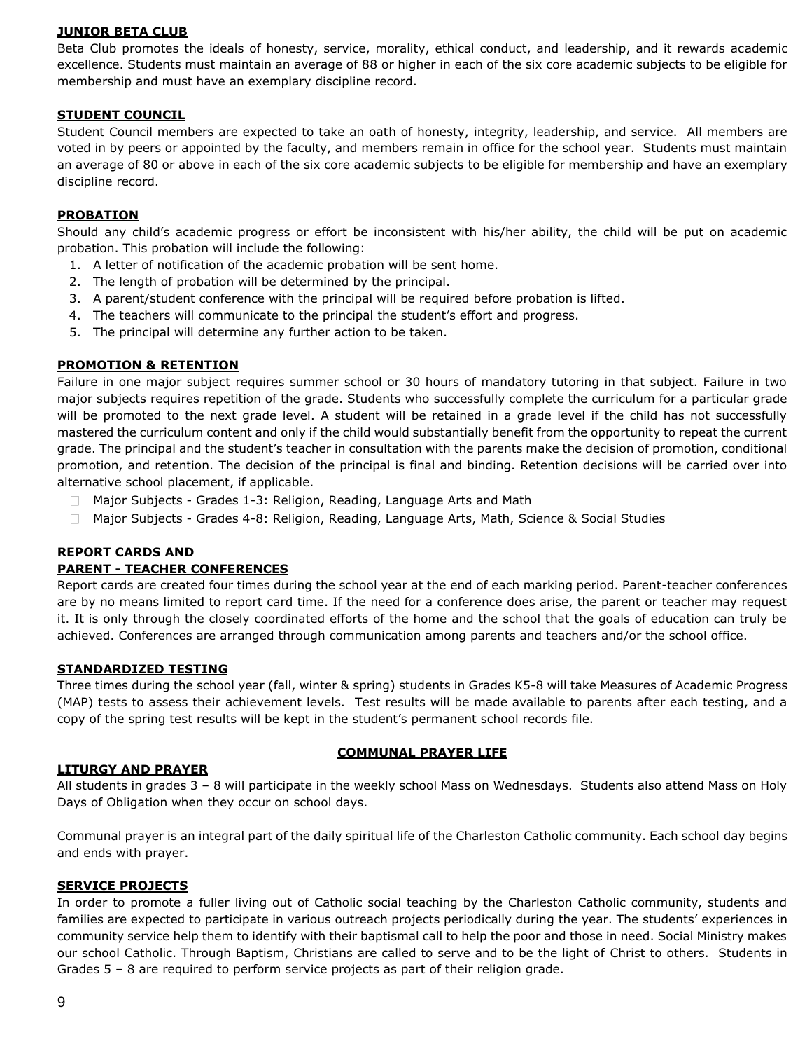## JUNIOR BETA CLUB

Beta Club promotes the ideals of honesty, service, morality, ethical conduct, and leadership, and it rewards academic excellence. Students must maintain an average of 88 or higher in each of the six core academic subjects to be eligible for membership and must have an exemplary discipline record.

## STUDENT COUNCIL

Student Council members are expected to take an oath of honesty, integrity, leadership, and service. All members are voted in by peers or appointed by the faculty, and members remain in office for the school year. Students must maintain an average of 80 or above in each of the six core academic subjects to be eligible for membership and have an exemplary discipline record.

## PROBATION

Should any child's academic progress or effort be inconsistent with his/her ability, the child will be put on academic probation. This probation will include the following:

1. A letter of notification of the academic probation will be sent home.
2. The length of probation will be determined by the principal.
3. A parent/student conference with the principal will be required before probation is lifted.
4. The teachers will communicate to the principal the student's effort and progress.
5. The principal will determine any further action to be taken.

## PROMOTION & RETENTION

Failure in one major subject requires summer school or 30 hours of mandatory tutoring in that subject. Failure in two major subjects requires repetition of the grade. Students who successfully complete the curriculum for a particular grade will be promoted to the next grade level. A student will be retained in a grade level if the child has not successfully mastered the curriculum content and only if the child would substantially benefit from the opportunity to repeat the current grade. The principal and the student's teacher in consultation with the parents make the decision of promotion, conditional promotion, and retention. The decision of the principal is final and binding. Retention decisions will be carried over into alternative school placement, if applicable.

- Major Subjects - Grades 1-3: Religion, Reading, Language Arts and Math
- Major Subjects - Grades 4-8: Religion, Reading, Language Arts, Math, Science & Social Studies

## REPORT CARDS AND PARENT - TEACHER CONFERENCES

Report cards are created four times during the school year at the end of each marking period. Parent-teacher conferences are by no means limited to report card time. If the need for a conference does arise, the parent or teacher may request it. It is only through the closely coordinated efforts of the home and the school that the goals of education can truly be achieved. Conferences are arranged through communication among parents and teachers and/or the school office.

## STANDARDIZED TESTING

Three times during the school year (fall, winter & spring) students in Grades K5-8 will take Measures of Academic Progress (MAP) tests to assess their achievement levels. Test results will be made available to parents after each testing, and a copy of the spring test results will be kept in the student's permanent school records file.

# COMMUNAL PRAYER LIFE

## LITURGY AND PRAYER

All students in grades 3 – 8 will participate in the weekly school Mass on Wednesdays. Students also attend Mass on Holy Days of Obligation when they occur on school days.

Communal prayer is an integral part of the daily spiritual life of the Charleston Catholic community. Each school day begins and ends with prayer.

## SERVICE PROJECTS

In order to promote a fuller living out of Catholic social teaching by the Charleston Catholic community, students and families are expected to participate in various outreach projects periodically during the year. The students' experiences in community service help them to identify with their baptismal call to help the poor and those in need. Social Ministry makes our school Catholic. Through Baptism, Christians are called to serve and to be the light of Christ to others. Students in Grades 5 – 8 are required to perform service projects as part of their religion grade.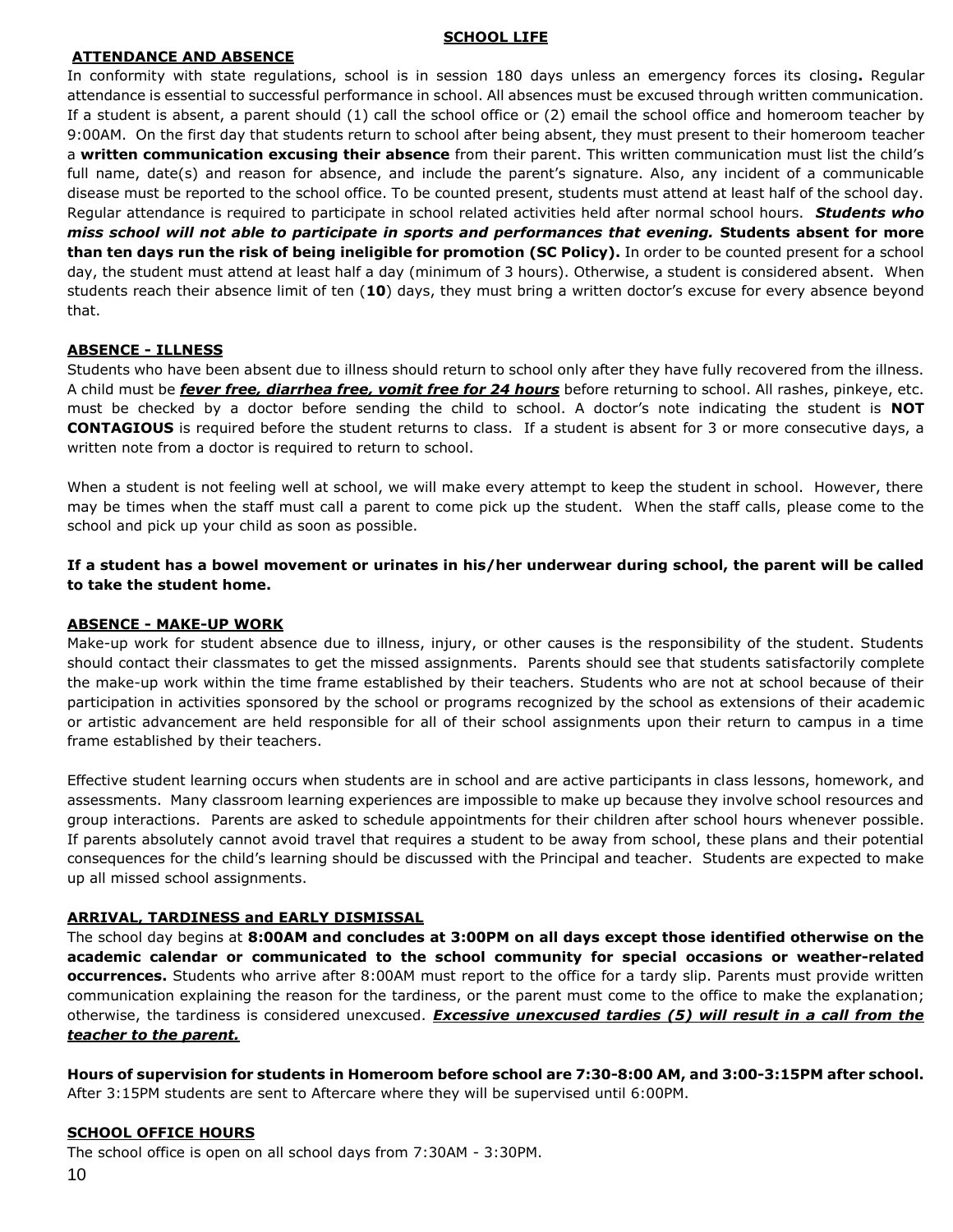## SCHOOL LIFE

### ATTENDANCE AND ABSENCE

In conformity with state regulations, school is in session 180 days unless an emergency forces its closing**.** Regular attendance is essential to successful performance in school. All absences must be excused through written communication. If a student is absent, a parent should (1) call the school office or (2) email the school office and homeroom teacher by 9:00AM. On the first day that students return to school after being absent, they must present to their homeroom teacher a **written communication excusing their absence** from their parent. This written communication must list the child's full name, date(s) and reason for absence, and include the parent's signature. Also, any incident of a communicable disease must be reported to the school office. To be counted present, students must attend at least half of the school day. Regular attendance is required to participate in school related activities held after normal school hours. ***Students who miss school will not able to participate in sports and performances that evening.*** **Students absent for more than ten days run the risk of being ineligible for promotion (SC Policy).** In order to be counted present for a school day, the student must attend at least half a day (minimum of 3 hours). Otherwise, a student is considered absent. When students reach their absence limit of ten (**10**) days, they must bring a written doctor's excuse for every absence beyond that.

### ABSENCE - ILLNESS

Students who have been absent due to illness should return to school only after they have fully recovered from the illness. A child must be ***fever free, diarrhea free, vomit free for 24 hours*** before returning to school. All rashes, pinkeye, etc. must be checked by a doctor before sending the child to school. A doctor's note indicating the student is **NOT CONTAGIOUS** is required before the student returns to class. If a student is absent for 3 or more consecutive days, a written note from a doctor is required to return to school.

When a student is not feeling well at school, we will make every attempt to keep the student in school. However, there may be times when the staff must call a parent to come pick up the student. When the staff calls, please come to the school and pick up your child as soon as possible.

**If a student has a bowel movement or urinates in his/her underwear during school, the parent will be called to take the student home.**

### ABSENCE - MAKE-UP WORK

Make-up work for student absence due to illness, injury, or other causes is the responsibility of the student. Students should contact their classmates to get the missed assignments. Parents should see that students satisfactorily complete the make-up work within the time frame established by their teachers. Students who are not at school because of their participation in activities sponsored by the school or programs recognized by the school as extensions of their academic or artistic advancement are held responsible for all of their school assignments upon their return to campus in a time frame established by their teachers.

Effective student learning occurs when students are in school and are active participants in class lessons, homework, and assessments. Many classroom learning experiences are impossible to make up because they involve school resources and group interactions. Parents are asked to schedule appointments for their children after school hours whenever possible. If parents absolutely cannot avoid travel that requires a student to be away from school, these plans and their potential consequences for the child's learning should be discussed with the Principal and teacher. Students are expected to make up all missed school assignments.

### ARRIVAL, TARDINESS and EARLY DISMISSAL

The school day begins at **8:00AM and concludes at 3:00PM on all days except those identified otherwise on the academic calendar or communicated to the school community for special occasions or weather-related occurrences.** Students who arrive after 8:00AM must report to the office for a tardy slip. Parents must provide written communication explaining the reason for the tardiness, or the parent must come to the office to make the explanation; otherwise, the tardiness is considered unexcused. ***Excessive unexcused tardies (5) will result in a call from the teacher to the parent.***

**Hours of supervision for students in Homeroom before school are 7:30-8:00 AM, and 3:00-3:15PM after school.** After 3:15PM students are sent to Aftercare where they will be supervised until 6:00PM.

### SCHOOL OFFICE HOURS

The school office is open on all school days from 7:30AM - 3:30PM.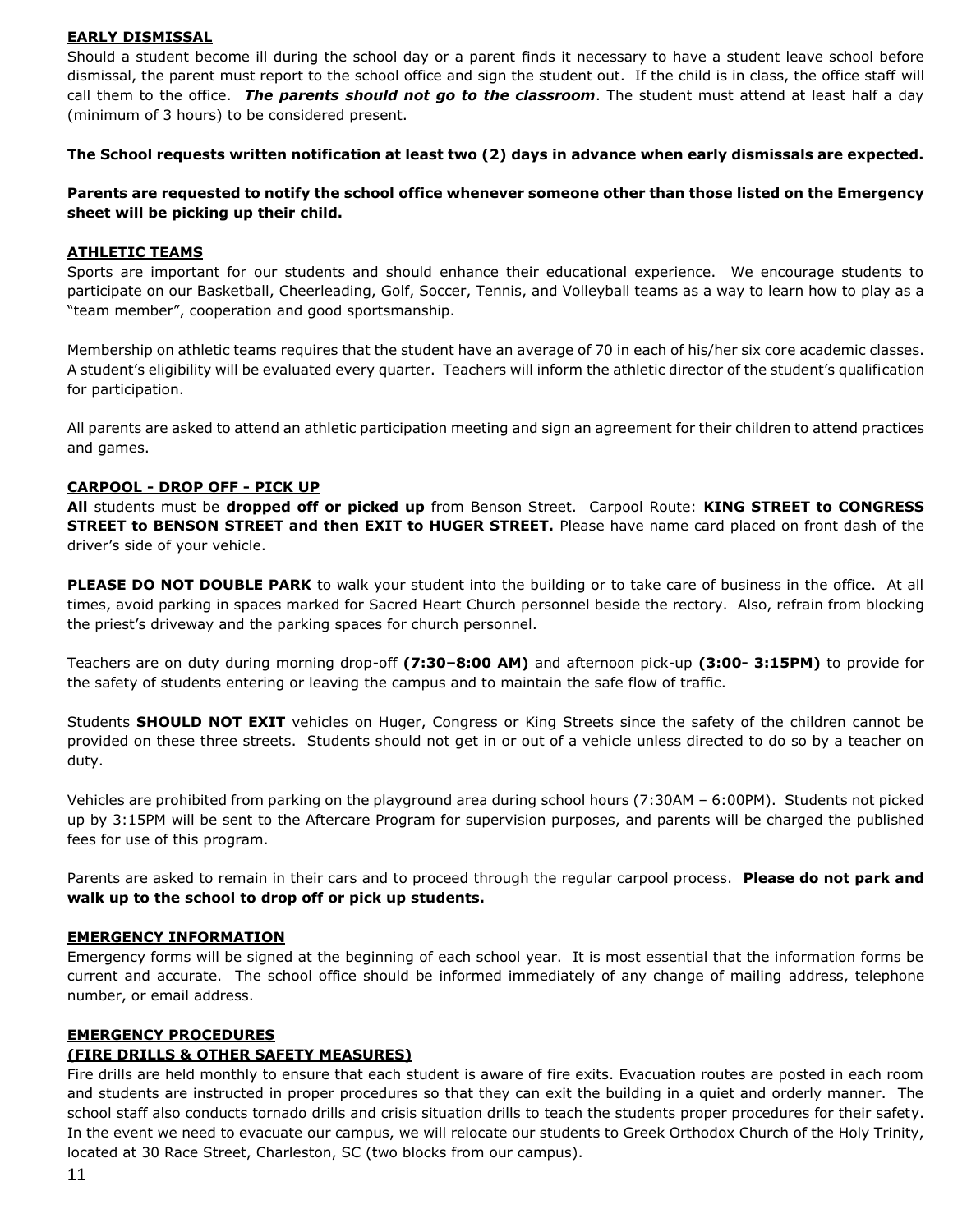## EARLY DISMISSAL

Should a student become ill during the school day or a parent finds it necessary to have a student leave school before dismissal, the parent must report to the school office and sign the student out. If the child is in class, the office staff will call them to the office. ***The parents should not go to the classroom***. The student must attend at least half a day (minimum of 3 hours) to be considered present.

**The School requests written notification at least two (2) days in advance when early dismissals are expected.**

**Parents are requested to notify the school office whenever someone other than those listed on the Emergency sheet will be picking up their child.**

## ATHLETIC TEAMS

Sports are important for our students and should enhance their educational experience. We encourage students to participate on our Basketball, Cheerleading, Golf, Soccer, Tennis, and Volleyball teams as a way to learn how to play as a "team member", cooperation and good sportsmanship.

Membership on athletic teams requires that the student have an average of 70 in each of his/her six core academic classes. A student's eligibility will be evaluated every quarter. Teachers will inform the athletic director of the student's qualification for participation.

All parents are asked to attend an athletic participation meeting and sign an agreement for their children to attend practices and games.

## CARPOOL - DROP OFF - PICK UP

**All** students must be **dropped off or picked up** from Benson Street. Carpool Route: **KING STREET to CONGRESS STREET to BENSON STREET and then EXIT to HUGER STREET.** Please have name card placed on front dash of the driver's side of your vehicle.

**PLEASE DO NOT DOUBLE PARK** to walk your student into the building or to take care of business in the office. At all times, avoid parking in spaces marked for Sacred Heart Church personnel beside the rectory. Also, refrain from blocking the priest's driveway and the parking spaces for church personnel.

Teachers are on duty during morning drop-off **(7:30–8:00 AM)** and afternoon pick-up **(3:00- 3:15PM)** to provide for the safety of students entering or leaving the campus and to maintain the safe flow of traffic.

Students **SHOULD NOT EXIT** vehicles on Huger, Congress or King Streets since the safety of the children cannot be provided on these three streets. Students should not get in or out of a vehicle unless directed to do so by a teacher on duty.

Vehicles are prohibited from parking on the playground area during school hours (7:30AM – 6:00PM). Students not picked up by 3:15PM will be sent to the Aftercare Program for supervision purposes, and parents will be charged the published fees for use of this program.

Parents are asked to remain in their cars and to proceed through the regular carpool process. **Please do not park and walk up to the school to drop off or pick up students.**

## EMERGENCY INFORMATION

Emergency forms will be signed at the beginning of each school year. It is most essential that the information forms be current and accurate. The school office should be informed immediately of any change of mailing address, telephone number, or email address.

## EMERGENCY PROCEDURES
## (FIRE DRILLS & OTHER SAFETY MEASURES)

Fire drills are held monthly to ensure that each student is aware of fire exits. Evacuation routes are posted in each room and students are instructed in proper procedures so that they can exit the building in a quiet and orderly manner. The school staff also conducts tornado drills and crisis situation drills to teach the students proper procedures for their safety. In the event we need to evacuate our campus, we will relocate our students to Greek Orthodox Church of the Holy Trinity, located at 30 Race Street, Charleston, SC (two blocks from our campus).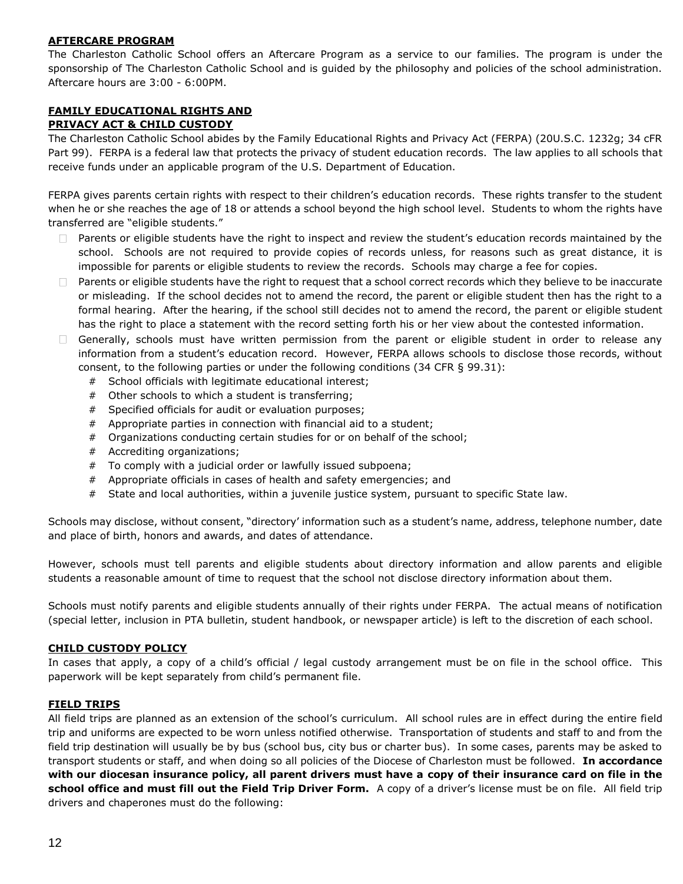**AFTERCARE PROGRAM**

The Charleston Catholic School offers an Aftercare Program as a service to our families. The program is under the sponsorship of The Charleston Catholic School and is guided by the philosophy and policies of the school administration. Aftercare hours are 3:00 - 6:00PM.

**FAMILY EDUCATIONAL RIGHTS AND PRIVACY ACT & CHILD CUSTODY**

The Charleston Catholic School abides by the Family Educational Rights and Privacy Act (FERPA) (20U.S.C. 1232g; 34 cFR Part 99). FERPA is a federal law that protects the privacy of student education records. The law applies to all schools that receive funds under an applicable program of the U.S. Department of Education.

FERPA gives parents certain rights with respect to their children's education records. These rights transfer to the student when he or she reaches the age of 18 or attends a school beyond the high school level. Students to whom the rights have transferred are "eligible students."

- Parents or eligible students have the right to inspect and review the student's education records maintained by the school. Schools are not required to provide copies of records unless, for reasons such as great distance, it is impossible for parents or eligible students to review the records. Schools may charge a fee for copies.
- Parents or eligible students have the right to request that a school correct records which they believe to be inaccurate or misleading. If the school decides not to amend the record, the parent or eligible student then has the right to a formal hearing. After the hearing, if the school still decides not to amend the record, the parent or eligible student has the right to place a statement with the record setting forth his or her view about the contested information.
- Generally, schools must have written permission from the parent or eligible student in order to release any information from a student's education record. However, FERPA allows schools to disclose those records, without consent, to the following parties or under the following conditions (34 CFR § 99.31):
  - School officials with legitimate educational interest;
  - Other schools to which a student is transferring;
  - Specified officials for audit or evaluation purposes;
  - Appropriate parties in connection with financial aid to a student;
  - Organizations conducting certain studies for or on behalf of the school;
  - Accrediting organizations;
  - To comply with a judicial order or lawfully issued subpoena;
  - Appropriate officials in cases of health and safety emergencies; and
  - State and local authorities, within a juvenile justice system, pursuant to specific State law.

Schools may disclose, without consent, "directory' information such as a student's name, address, telephone number, date and place of birth, honors and awards, and dates of attendance.

However, schools must tell parents and eligible students about directory information and allow parents and eligible students a reasonable amount of time to request that the school not disclose directory information about them.

Schools must notify parents and eligible students annually of their rights under FERPA. The actual means of notification (special letter, inclusion in PTA bulletin, student handbook, or newspaper article) is left to the discretion of each school.

**CHILD CUSTODY POLICY**

In cases that apply, a copy of a child's official / legal custody arrangement must be on file in the school office. This paperwork will be kept separately from child's permanent file.

**FIELD TRIPS**

All field trips are planned as an extension of the school's curriculum. All school rules are in effect during the entire field trip and uniforms are expected to be worn unless notified otherwise. Transportation of students and staff to and from the field trip destination will usually be by bus (school bus, city bus or charter bus). In some cases, parents may be asked to transport students or staff, and when doing so all policies of the Diocese of Charleston must be followed. **In accordance with our diocesan insurance policy, all parent drivers must have a copy of their insurance card on file in the school office and must fill out the Field Trip Driver Form.** A copy of a driver's license must be on file. All field trip drivers and chaperones must do the following: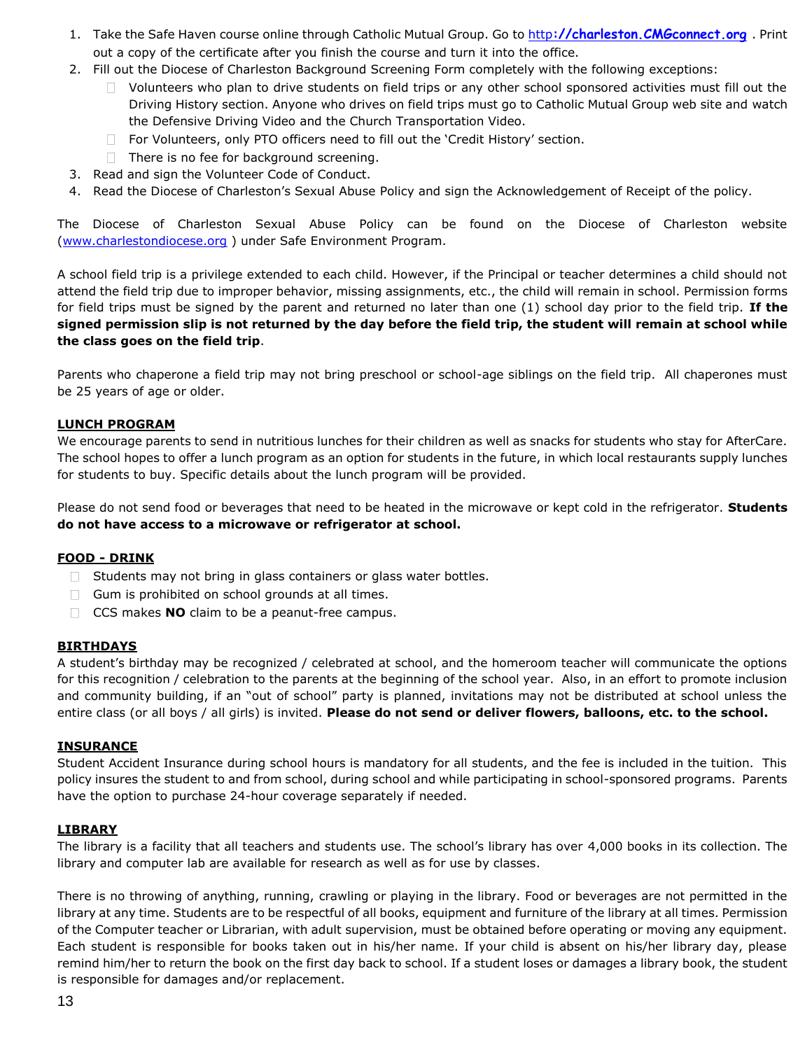1. Take the Safe Haven course online through Catholic Mutual Group. Go to [http://charleston.CMGconnect.org](http://charleston.CMGconnect.org) . Print out a copy of the certificate after you finish the course and turn it into the office.
2. Fill out the Diocese of Charleston Background Screening Form completely with the following exceptions:
   - Volunteers who plan to drive students on field trips or any other school sponsored activities must fill out the Driving History section. Anyone who drives on field trips must go to Catholic Mutual Group web site and watch the Defensive Driving Video and the Church Transportation Video.
   - For Volunteers, only PTO officers need to fill out the 'Credit History' section.
   - There is no fee for background screening.
3. Read and sign the Volunteer Code of Conduct.
4. Read the Diocese of Charleston's Sexual Abuse Policy and sign the Acknowledgement of Receipt of the policy.

The Diocese of Charleston Sexual Abuse Policy can be found on the Diocese of Charleston website ([www.charlestondiocese.org](www.charlestondiocese.org) ) under Safe Environment Program.

A school field trip is a privilege extended to each child. However, if the Principal or teacher determines a child should not attend the field trip due to improper behavior, missing assignments, etc., the child will remain in school. Permission forms for field trips must be signed by the parent and returned no later than one (1) school day prior to the field trip. **If the signed permission slip is not returned by the day before the field trip, the student will remain at school while the class goes on the field trip**.

Parents who chaperone a field trip may not bring preschool or school-age siblings on the field trip. All chaperones must be 25 years of age or older.

## LUNCH PROGRAM

We encourage parents to send in nutritious lunches for their children as well as snacks for students who stay for AfterCare. The school hopes to offer a lunch program as an option for students in the future, in which local restaurants supply lunches for students to buy. Specific details about the lunch program will be provided.

Please do not send food or beverages that need to be heated in the microwave or kept cold in the refrigerator. **Students do not have access to a microwave or refrigerator at school.**

## FOOD - DRINK

- Students may not bring in glass containers or glass water bottles.
- Gum is prohibited on school grounds at all times.
- CCS makes **NO** claim to be a peanut-free campus.

## BIRTHDAYS

A student's birthday may be recognized / celebrated at school, and the homeroom teacher will communicate the options for this recognition / celebration to the parents at the beginning of the school year. Also, in an effort to promote inclusion and community building, if an "out of school" party is planned, invitations may not be distributed at school unless the entire class (or all boys / all girls) is invited. **Please do not send or deliver flowers, balloons, etc. to the school.**

## INSURANCE

Student Accident Insurance during school hours is mandatory for all students, and the fee is included in the tuition. This policy insures the student to and from school, during school and while participating in school-sponsored programs. Parents have the option to purchase 24-hour coverage separately if needed.

## LIBRARY

The library is a facility that all teachers and students use. The school's library has over 4,000 books in its collection. The library and computer lab are available for research as well as for use by classes.

There is no throwing of anything, running, crawling or playing in the library. Food or beverages are not permitted in the library at any time. Students are to be respectful of all books, equipment and furniture of the library at all times. Permission of the Computer teacher or Librarian, with adult supervision, must be obtained before operating or moving any equipment. Each student is responsible for books taken out in his/her name. If your child is absent on his/her library day, please remind him/her to return the book on the first day back to school. If a student loses or damages a library book, the student is responsible for damages and/or replacement.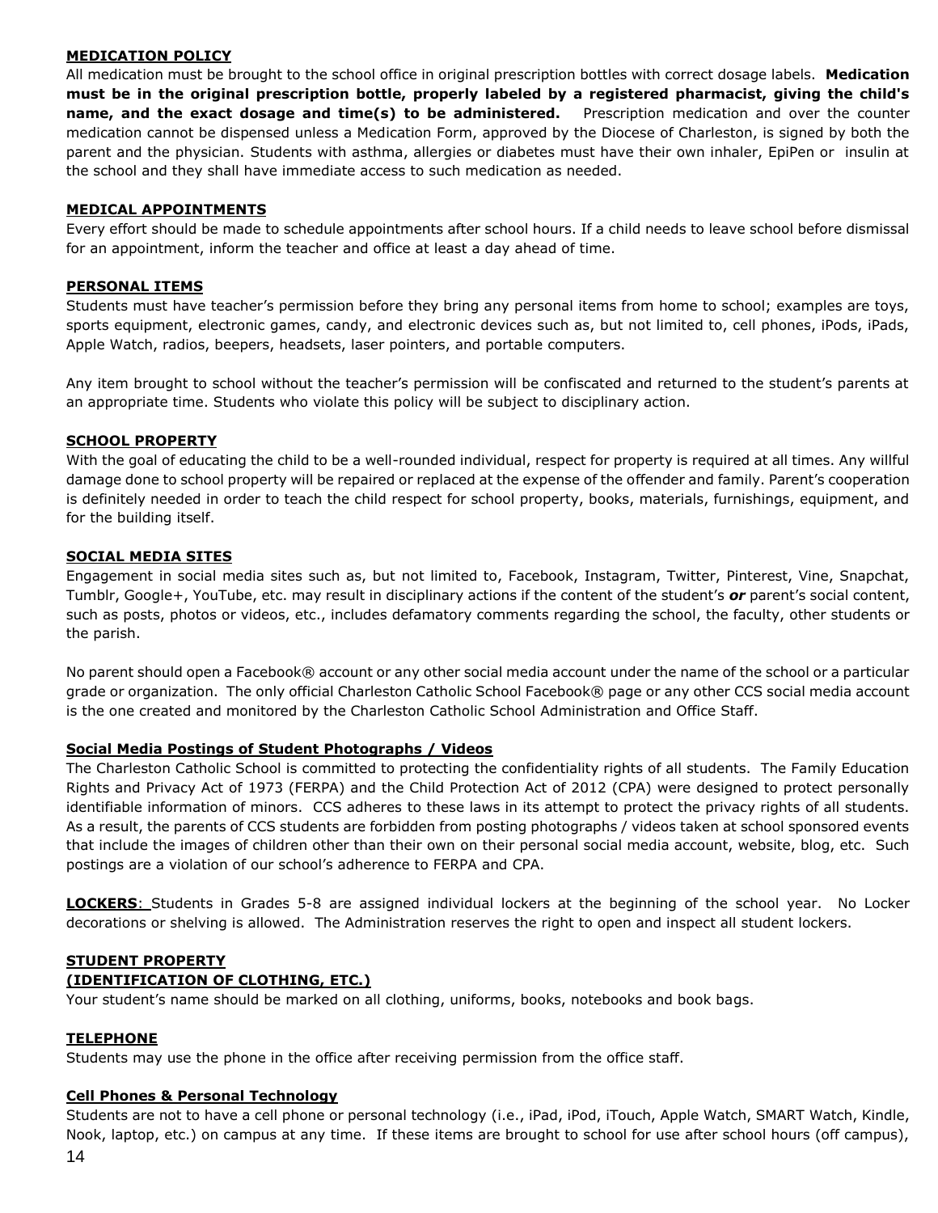**MEDICATION POLICY**

All medication must be brought to the school office in original prescription bottles with correct dosage labels. **Medication must be in the original prescription bottle, properly labeled by a registered pharmacist, giving the child's name, and the exact dosage and time(s) to be administered.** Prescription medication and over the counter medication cannot be dispensed unless a Medication Form, approved by the Diocese of Charleston, is signed by both the parent and the physician. Students with asthma, allergies or diabetes must have their own inhaler, EpiPen or insulin at the school and they shall have immediate access to such medication as needed.

**MEDICAL APPOINTMENTS**

Every effort should be made to schedule appointments after school hours. If a child needs to leave school before dismissal for an appointment, inform the teacher and office at least a day ahead of time.

**PERSONAL ITEMS**

Students must have teacher's permission before they bring any personal items from home to school; examples are toys, sports equipment, electronic games, candy, and electronic devices such as, but not limited to, cell phones, iPods, iPads, Apple Watch, radios, beepers, headsets, laser pointers, and portable computers.

Any item brought to school without the teacher's permission will be confiscated and returned to the student's parents at an appropriate time. Students who violate this policy will be subject to disciplinary action.

**SCHOOL PROPERTY**

With the goal of educating the child to be a well-rounded individual, respect for property is required at all times. Any willful damage done to school property will be repaired or replaced at the expense of the offender and family. Parent's cooperation is definitely needed in order to teach the child respect for school property, books, materials, furnishings, equipment, and for the building itself.

**SOCIAL MEDIA SITES**

Engagement in social media sites such as, but not limited to, Facebook, Instagram, Twitter, Pinterest, Vine, Snapchat, Tumblr, Google+, YouTube, etc. may result in disciplinary actions if the content of the student's ***or*** parent's social content, such as posts, photos or videos, etc., includes defamatory comments regarding the school, the faculty, other students or the parish.

No parent should open a Facebook® account or any other social media account under the name of the school or a particular grade or organization. The only official Charleston Catholic School Facebook® page or any other CCS social media account is the one created and monitored by the Charleston Catholic School Administration and Office Staff.

**Social Media Postings of Student Photographs / Videos**

The Charleston Catholic School is committed to protecting the confidentiality rights of all students. The Family Education Rights and Privacy Act of 1973 (FERPA) and the Child Protection Act of 2012 (CPA) were designed to protect personally identifiable information of minors. CCS adheres to these laws in its attempt to protect the privacy rights of all students. As a result, the parents of CCS students are forbidden from posting photographs / videos taken at school sponsored events that include the images of children other than their own on their personal social media account, website, blog, etc. Such postings are a violation of our school's adherence to FERPA and CPA.

**LOCKERS**: Students in Grades 5-8 are assigned individual lockers at the beginning of the school year. No Locker decorations or shelving is allowed. The Administration reserves the right to open and inspect all student lockers.

**STUDENT PROPERTY**
**(IDENTIFICATION OF CLOTHING, ETC.)**

Your student's name should be marked on all clothing, uniforms, books, notebooks and book bags.

**TELEPHONE**

Students may use the phone in the office after receiving permission from the office staff.

**Cell Phones & Personal Technology**

Students are not to have a cell phone or personal technology (i.e., iPad, iPod, iTouch, Apple Watch, SMART Watch, Kindle, Nook, laptop, etc.) on campus at any time. If these items are brought to school for use after school hours (off campus),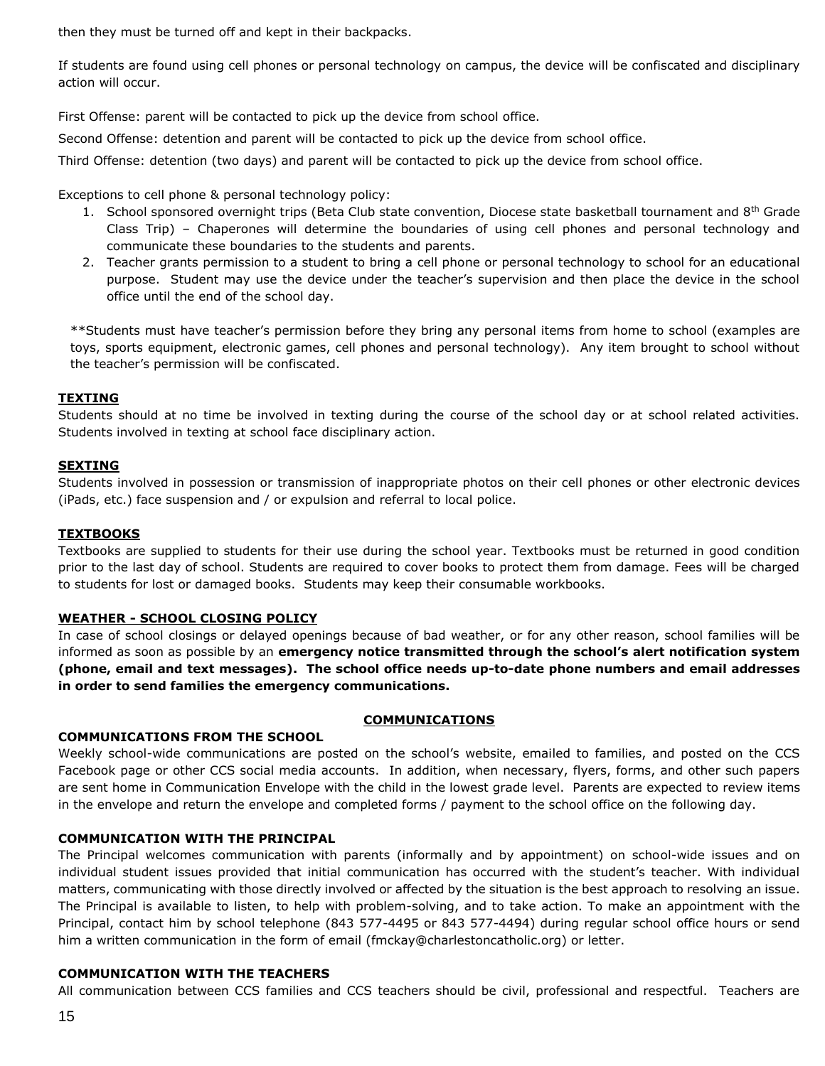then they must be turned off and kept in their backpacks.

If students are found using cell phones or personal technology on campus, the device will be confiscated and disciplinary action will occur.

First Offense: parent will be contacted to pick up the device from school office.

Second Offense: detention and parent will be contacted to pick up the device from school office.

Third Offense: detention (two days) and parent will be contacted to pick up the device from school office.

Exceptions to cell phone & personal technology policy:

1. School sponsored overnight trips (Beta Club state convention, Diocese state basketball tournament and 8th Grade Class Trip) – Chaperones will determine the boundaries of using cell phones and personal technology and communicate these boundaries to the students and parents.
2. Teacher grants permission to a student to bring a cell phone or personal technology to school for an educational purpose. Student may use the device under the teacher's supervision and then place the device in the school office until the end of the school day.

**Students must have teacher's permission before they bring any personal items from home to school (examples are toys, sports equipment, electronic games, cell phones and personal technology). Any item brought to school without the teacher's permission will be confiscated.

### TEXTING

Students should at no time be involved in texting during the course of the school day or at school related activities. Students involved in texting at school face disciplinary action.

### SEXTING

Students involved in possession or transmission of inappropriate photos on their cell phones or other electronic devices (iPads, etc.) face suspension and / or expulsion and referral to local police.

### TEXTBOOKS

Textbooks are supplied to students for their use during the school year. Textbooks must be returned in good condition prior to the last day of school. Students are required to cover books to protect them from damage. Fees will be charged to students for lost or damaged books. Students may keep their consumable workbooks.

### WEATHER - SCHOOL CLOSING POLICY

In case of school closings or delayed openings because of bad weather, or for any other reason, school families will be informed as soon as possible by an **emergency notice transmitted through the school's alert notification system (phone, email and text messages). The school office needs up-to-date phone numbers and email addresses in order to send families the emergency communications.**

## COMMUNICATIONS

### COMMUNICATIONS FROM THE SCHOOL

Weekly school-wide communications are posted on the school's website, emailed to families, and posted on the CCS Facebook page or other CCS social media accounts. In addition, when necessary, flyers, forms, and other such papers are sent home in Communication Envelope with the child in the lowest grade level. Parents are expected to review items in the envelope and return the envelope and completed forms / payment to the school office on the following day.

### COMMUNICATION WITH THE PRINCIPAL

The Principal welcomes communication with parents (informally and by appointment) on school-wide issues and on individual student issues provided that initial communication has occurred with the student's teacher. With individual matters, communicating with those directly involved or affected by the situation is the best approach to resolving an issue. The Principal is available to listen, to help with problem-solving, and to take action. To make an appointment with the Principal, contact him by school telephone (843 577-4495 or 843 577-4494) during regular school office hours or send him a written communication in the form of email (fmckay@charlestoncatholic.org) or letter.

### COMMUNICATION WITH THE TEACHERS

All communication between CCS families and CCS teachers should be civil, professional and respectful. Teachers are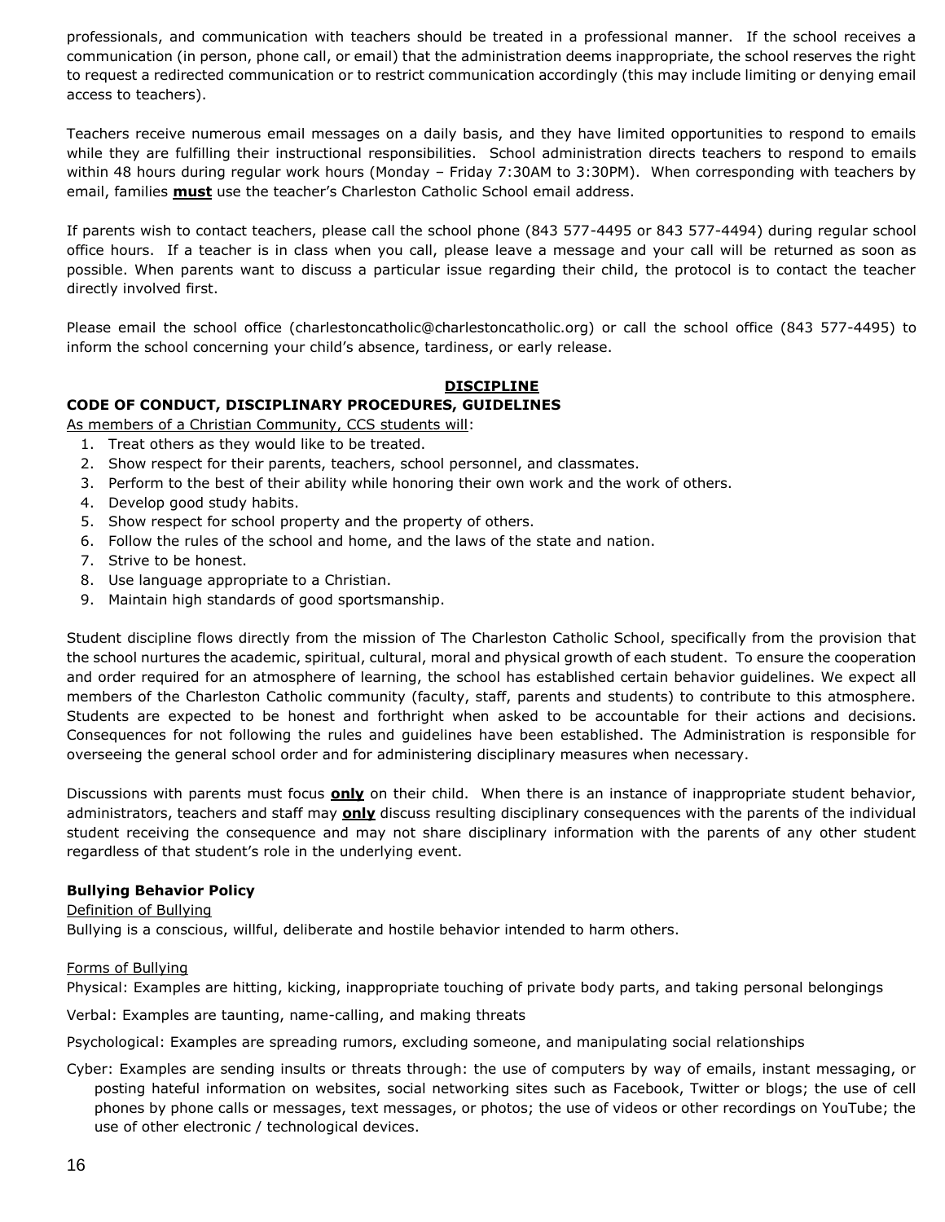professionals, and communication with teachers should be treated in a professional manner. If the school receives a communication (in person, phone call, or email) that the administration deems inappropriate, the school reserves the right to request a redirected communication or to restrict communication accordingly (this may include limiting or denying email access to teachers).

Teachers receive numerous email messages on a daily basis, and they have limited opportunities to respond to emails while they are fulfilling their instructional responsibilities. School administration directs teachers to respond to emails within 48 hours during regular work hours (Monday – Friday 7:30AM to 3:30PM). When corresponding with teachers by email, families **must** use the teacher's Charleston Catholic School email address.

If parents wish to contact teachers, please call the school phone (843 577-4495 or 843 577-4494) during regular school office hours. If a teacher is in class when you call, please leave a message and your call will be returned as soon as possible. When parents want to discuss a particular issue regarding their child, the protocol is to contact the teacher directly involved first.

Please email the school office (charlestoncatholic@charlestoncatholic.org) or call the school office (843 577-4495) to inform the school concerning your child's absence, tardiness, or early release.

## DISCIPLINE

### CODE OF CONDUCT, DISCIPLINARY PROCEDURES, GUIDELINES

As members of a Christian Community, CCS students will:

1. Treat others as they would like to be treated.
2. Show respect for their parents, teachers, school personnel, and classmates.
3. Perform to the best of their ability while honoring their own work and the work of others.
4. Develop good study habits.
5. Show respect for school property and the property of others.
6. Follow the rules of the school and home, and the laws of the state and nation.
7. Strive to be honest.
8. Use language appropriate to a Christian.
9. Maintain high standards of good sportsmanship.

Student discipline flows directly from the mission of The Charleston Catholic School, specifically from the provision that the school nurtures the academic, spiritual, cultural, moral and physical growth of each student. To ensure the cooperation and order required for an atmosphere of learning, the school has established certain behavior guidelines. We expect all members of the Charleston Catholic community (faculty, staff, parents and students) to contribute to this atmosphere. Students are expected to be honest and forthright when asked to be accountable for their actions and decisions. Consequences for not following the rules and guidelines have been established. The Administration is responsible for overseeing the general school order and for administering disciplinary measures when necessary.

Discussions with parents must focus **only** on their child. When there is an instance of inappropriate student behavior, administrators, teachers and staff may **only** discuss resulting disciplinary consequences with the parents of the individual student receiving the consequence and may not share disciplinary information with the parents of any other student regardless of that student's role in the underlying event.

#### Bullying Behavior Policy

Definition of Bullying

Bullying is a conscious, willful, deliberate and hostile behavior intended to harm others.

Forms of Bullying

Physical: Examples are hitting, kicking, inappropriate touching of private body parts, and taking personal belongings

Verbal: Examples are taunting, name-calling, and making threats

Psychological: Examples are spreading rumors, excluding someone, and manipulating social relationships

Cyber: Examples are sending insults or threats through: the use of computers by way of emails, instant messaging, or posting hateful information on websites, social networking sites such as Facebook, Twitter or blogs; the use of cell phones by phone calls or messages, text messages, or photos; the use of videos or other recordings on YouTube; the use of other electronic / technological devices.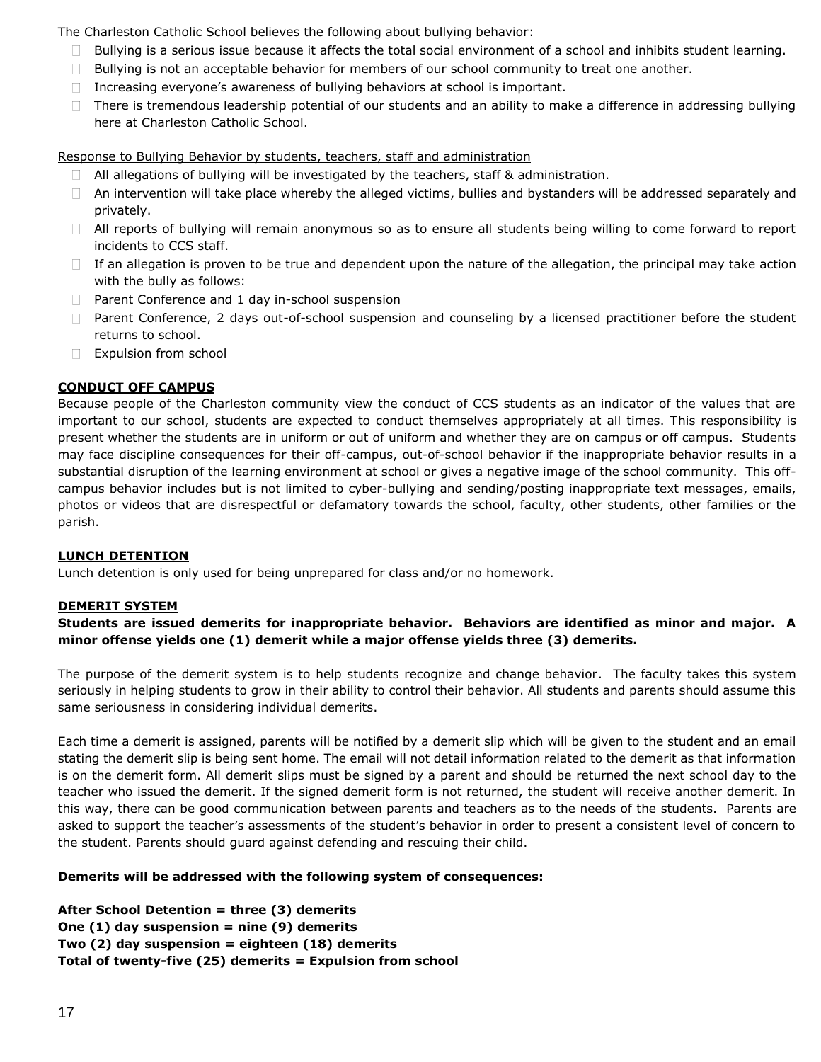The Charleston Catholic School believes the following about bullying behavior:

- Bullying is a serious issue because it affects the total social environment of a school and inhibits student learning.
- Bullying is not an acceptable behavior for members of our school community to treat one another.
- Increasing everyone's awareness of bullying behaviors at school is important.
- There is tremendous leadership potential of our students and an ability to make a difference in addressing bullying here at Charleston Catholic School.

Response to Bullying Behavior by students, teachers, staff and administration

- All allegations of bullying will be investigated by the teachers, staff & administration.
- An intervention will take place whereby the alleged victims, bullies and bystanders will be addressed separately and privately.
- All reports of bullying will remain anonymous so as to ensure all students being willing to come forward to report incidents to CCS staff.
- If an allegation is proven to be true and dependent upon the nature of the allegation, the principal may take action with the bully as follows:
- Parent Conference and 1 day in-school suspension
- Parent Conference, 2 days out-of-school suspension and counseling by a licensed practitioner before the student returns to school.
- Expulsion from school

## CONDUCT OFF CAMPUS

Because people of the Charleston community view the conduct of CCS students as an indicator of the values that are important to our school, students are expected to conduct themselves appropriately at all times. This responsibility is present whether the students are in uniform or out of uniform and whether they are on campus or off campus. Students may face discipline consequences for their off-campus, out-of-school behavior if the inappropriate behavior results in a substantial disruption of the learning environment at school or gives a negative image of the school community. This off-campus behavior includes but is not limited to cyber-bullying and sending/posting inappropriate text messages, emails, photos or videos that are disrespectful or defamatory towards the school, faculty, other students, other families or the parish.

## LUNCH DETENTION

Lunch detention is only used for being unprepared for class and/or no homework.

## DEMERIT SYSTEM

**Students are issued demerits for inappropriate behavior. Behaviors are identified as minor and major. A minor offense yields one (1) demerit while a major offense yields three (3) demerits.**

The purpose of the demerit system is to help students recognize and change behavior. The faculty takes this system seriously in helping students to grow in their ability to control their behavior. All students and parents should assume this same seriousness in considering individual demerits.

Each time a demerit is assigned, parents will be notified by a demerit slip which will be given to the student and an email stating the demerit slip is being sent home. The email will not detail information related to the demerit as that information is on the demerit form. All demerit slips must be signed by a parent and should be returned the next school day to the teacher who issued the demerit. If the signed demerit form is not returned, the student will receive another demerit. In this way, there can be good communication between parents and teachers as to the needs of the students. Parents are asked to support the teacher's assessments of the student's behavior in order to present a consistent level of concern to the student. Parents should guard against defending and rescuing their child.

**Demerits will be addressed with the following system of consequences:**

**After School Detention = three (3) demerits**
**One (1) day suspension = nine (9) demerits**
**Two (2) day suspension = eighteen (18) demerits**
**Total of twenty-five (25) demerits = Expulsion from school**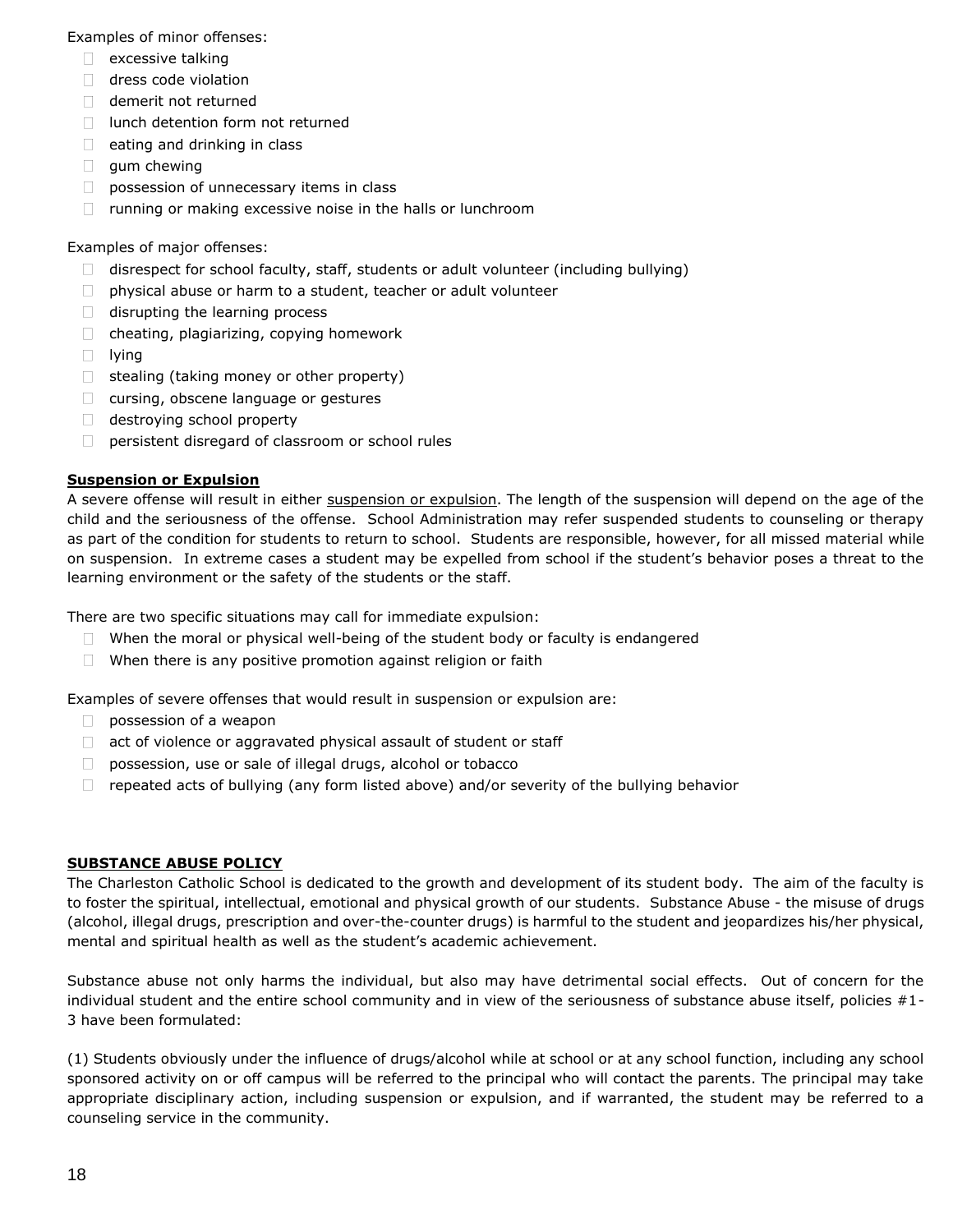Examples of minor offenses:

- excessive talking
- dress code violation
- demerit not returned
- lunch detention form not returned
- eating and drinking in class
- gum chewing
- possession of unnecessary items in class
- running or making excessive noise in the halls or lunchroom

Examples of major offenses:

- disrespect for school faculty, staff, students or adult volunteer (including bullying)
- physical abuse or harm to a student, teacher or adult volunteer
- disrupting the learning process
- cheating, plagiarizing, copying homework
- lying
- stealing (taking money or other property)
- cursing, obscene language or gestures
- destroying school property
- persistent disregard of classroom or school rules

**Suspension or Expulsion**

A severe offense will result in either suspension or expulsion. The length of the suspension will depend on the age of the child and the seriousness of the offense. School Administration may refer suspended students to counseling or therapy as part of the condition for students to return to school. Students are responsible, however, for all missed material while on suspension. In extreme cases a student may be expelled from school if the student's behavior poses a threat to the learning environment or the safety of the students or the staff.

There are two specific situations may call for immediate expulsion:

- When the moral or physical well-being of the student body or faculty is endangered
- When there is any positive promotion against religion or faith

Examples of severe offenses that would result in suspension or expulsion are:

- possession of a weapon
- act of violence or aggravated physical assault of student or staff
- possession, use or sale of illegal drugs, alcohol or tobacco
- repeated acts of bullying (any form listed above) and/or severity of the bullying behavior

**SUBSTANCE ABUSE POLICY**

The Charleston Catholic School is dedicated to the growth and development of its student body. The aim of the faculty is to foster the spiritual, intellectual, emotional and physical growth of our students. Substance Abuse - the misuse of drugs (alcohol, illegal drugs, prescription and over-the-counter drugs) is harmful to the student and jeopardizes his/her physical, mental and spiritual health as well as the student's academic achievement.

Substance abuse not only harms the individual, but also may have detrimental social effects. Out of concern for the individual student and the entire school community and in view of the seriousness of substance abuse itself, policies #1-3 have been formulated:

(1) Students obviously under the influence of drugs/alcohol while at school or at any school function, including any school sponsored activity on or off campus will be referred to the principal who will contact the parents. The principal may take appropriate disciplinary action, including suspension or expulsion, and if warranted, the student may be referred to a counseling service in the community.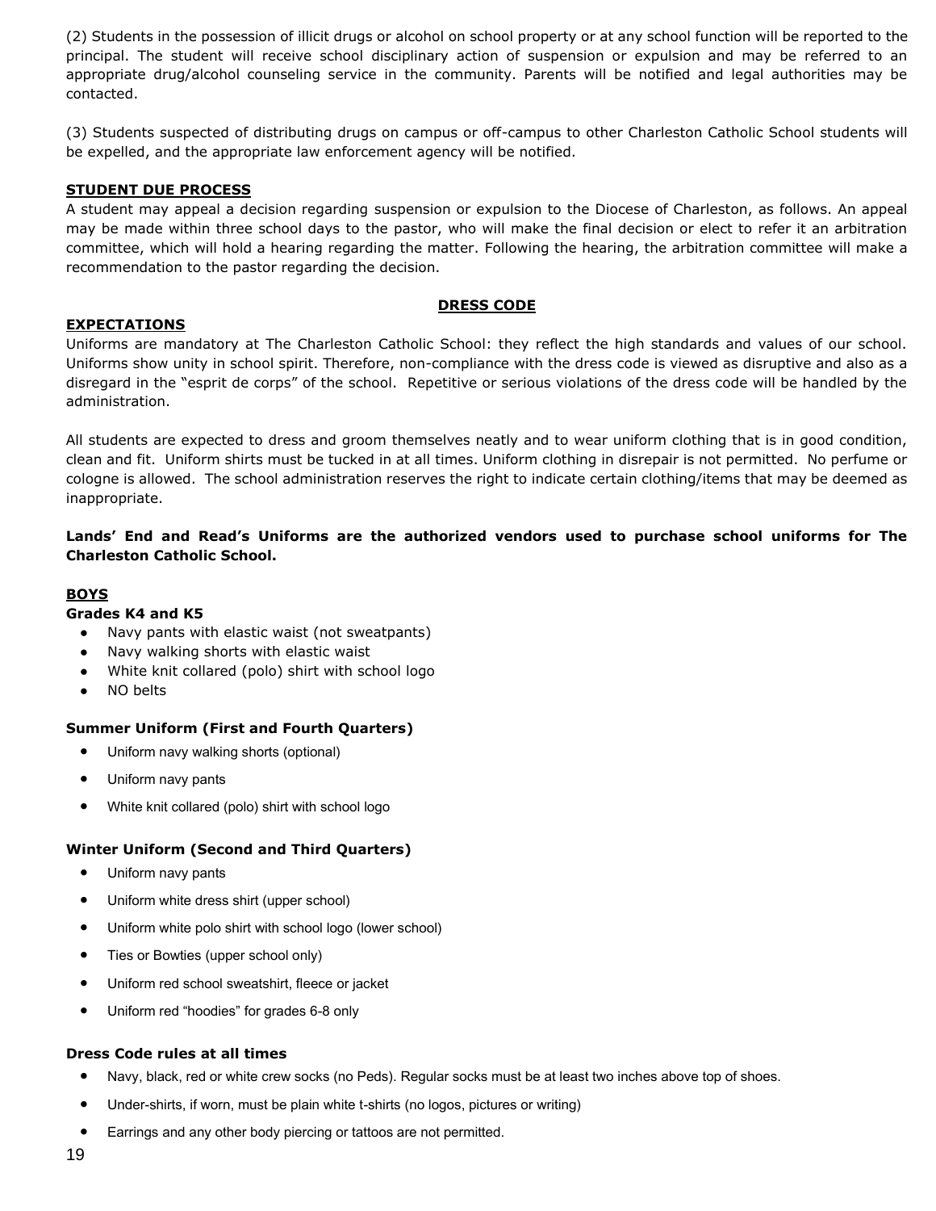(2) Students in the possession of illicit drugs or alcohol on school property or at any school function will be reported to the principal. The student will receive school disciplinary action of suspension or expulsion and may be referred to an appropriate drug/alcohol counseling service in the community. Parents will be notified and legal authorities may be contacted.

(3) Students suspected of distributing drugs on campus or off-campus to other Charleston Catholic School students will be expelled, and the appropriate law enforcement agency will be notified.

### STUDENT DUE PROCESS

A student may appeal a decision regarding suspension or expulsion to the Diocese of Charleston, as follows. An appeal may be made within three school days to the pastor, who will make the final decision or elect to refer it an arbitration committee, which will hold a hearing regarding the matter. Following the hearing, the arbitration committee will make a recommendation to the pastor regarding the decision.

## DRESS CODE

### EXPECTATIONS

Uniforms are mandatory at The Charleston Catholic School: they reflect the high standards and values of our school. Uniforms show unity in school spirit. Therefore, non-compliance with the dress code is viewed as disruptive and also as a disregard in the "esprit de corps" of the school. Repetitive or serious violations of the dress code will be handled by the administration.

All students are expected to dress and groom themselves neatly and to wear uniform clothing that is in good condition, clean and fit. Uniform shirts must be tucked in at all times. Uniform clothing in disrepair is not permitted. No perfume or cologne is allowed. The school administration reserves the right to indicate certain clothing/items that may be deemed as inappropriate.

**Lands' End and Read's Uniforms are the authorized vendors used to purchase school uniforms for The Charleston Catholic School.**

### BOYS

**Grades K4 and K5**

- Navy pants with elastic waist (not sweatpants)
- Navy walking shorts with elastic waist
- White knit collared (polo) shirt with school logo
- NO belts

**Summer Uniform (First and Fourth Quarters)**

- Uniform navy walking shorts (optional)
- Uniform navy pants
- White knit collared (polo) shirt with school logo

**Winter Uniform (Second and Third Quarters)**

- Uniform navy pants
- Uniform white dress shirt (upper school)
- Uniform white polo shirt with school logo (lower school)
- Ties or Bowties (upper school only)
- Uniform red school sweatshirt, fleece or jacket
- Uniform red "hoodies" for grades 6-8 only

**Dress Code rules at all times**

- Navy, black, red or white crew socks (no Peds). Regular socks must be at least two inches above top of shoes.
- Under-shirts, if worn, must be plain white t-shirts (no logos, pictures or writing)
- Earrings and any other body piercing or tattoos are not permitted.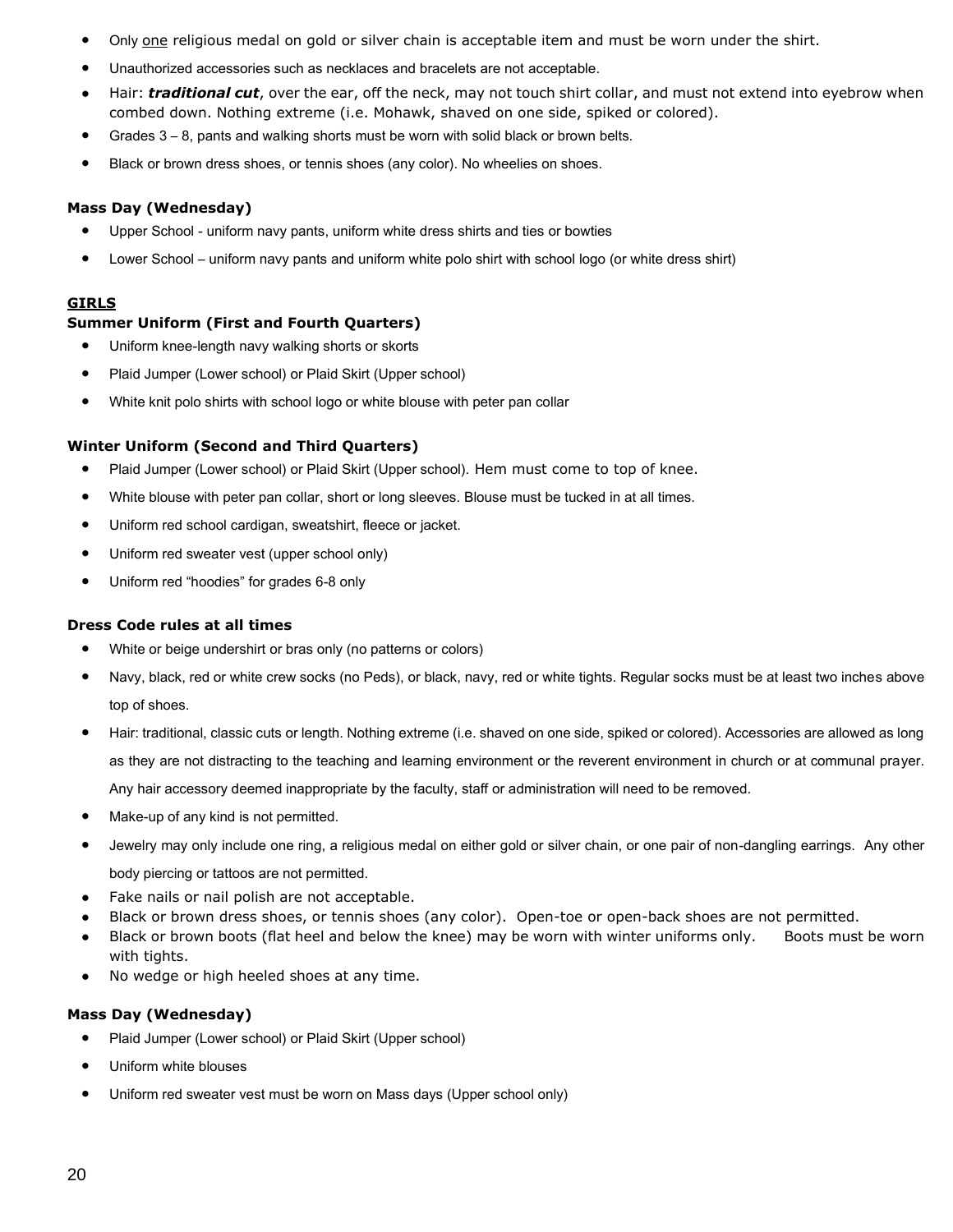- Only <u>one</u> religious medal on gold or silver chain is acceptable item and must be worn under the shirt.
- Unauthorized accessories such as necklaces and bracelets are not acceptable.
- Hair: ***traditional cut***, over the ear, off the neck, may not touch shirt collar, and must not extend into eyebrow when combed down. Nothing extreme (i.e. Mohawk, shaved on one side, spiked or colored).
- Grades 3 – 8, pants and walking shorts must be worn with solid black or brown belts.
- Black or brown dress shoes, or tennis shoes (any color). No wheelies on shoes.

**Mass Day (Wednesday)**

- Upper School - uniform navy pants, uniform white dress shirts and ties or bowties
- Lower School – uniform navy pants and uniform white polo shirt with school logo (or white dress shirt)

**<u>GIRLS</u>**

**Summer Uniform (First and Fourth Quarters)**

- Uniform knee-length navy walking shorts or skorts
- Plaid Jumper (Lower school) or Plaid Skirt (Upper school)
- White knit polo shirts with school logo or white blouse with peter pan collar

**Winter Uniform (Second and Third Quarters)**

- Plaid Jumper (Lower school) or Plaid Skirt (Upper school). Hem must come to top of knee.
- White blouse with peter pan collar, short or long sleeves. Blouse must be tucked in at all times.
- Uniform red school cardigan, sweatshirt, fleece or jacket.
- Uniform red sweater vest (upper school only)
- Uniform red "hoodies" for grades 6-8 only

**Dress Code rules at all times**

- White or beige undershirt or bras only (no patterns or colors)
- Navy, black, red or white crew socks (no Peds), or black, navy, red or white tights. Regular socks must be at least two inches above top of shoes.
- Hair: traditional, classic cuts or length. Nothing extreme (i.e. shaved on one side, spiked or colored). Accessories are allowed as long as they are not distracting to the teaching and learning environment or the reverent environment in church or at communal prayer. Any hair accessory deemed inappropriate by the faculty, staff or administration will need to be removed.
- Make-up of any kind is not permitted.
- Jewelry may only include one ring, a religious medal on either gold or silver chain, or one pair of non-dangling earrings. Any other body piercing or tattoos are not permitted.
- Fake nails or nail polish are not acceptable.
- Black or brown dress shoes, or tennis shoes (any color). Open-toe or open-back shoes are not permitted.
- Black or brown boots (flat heel and below the knee) may be worn with winter uniforms only. Boots must be worn with tights.
- No wedge or high heeled shoes at any time.

**Mass Day (Wednesday)**

- Plaid Jumper (Lower school) or Plaid Skirt (Upper school)
- Uniform white blouses
- Uniform red sweater vest must be worn on Mass days (Upper school only)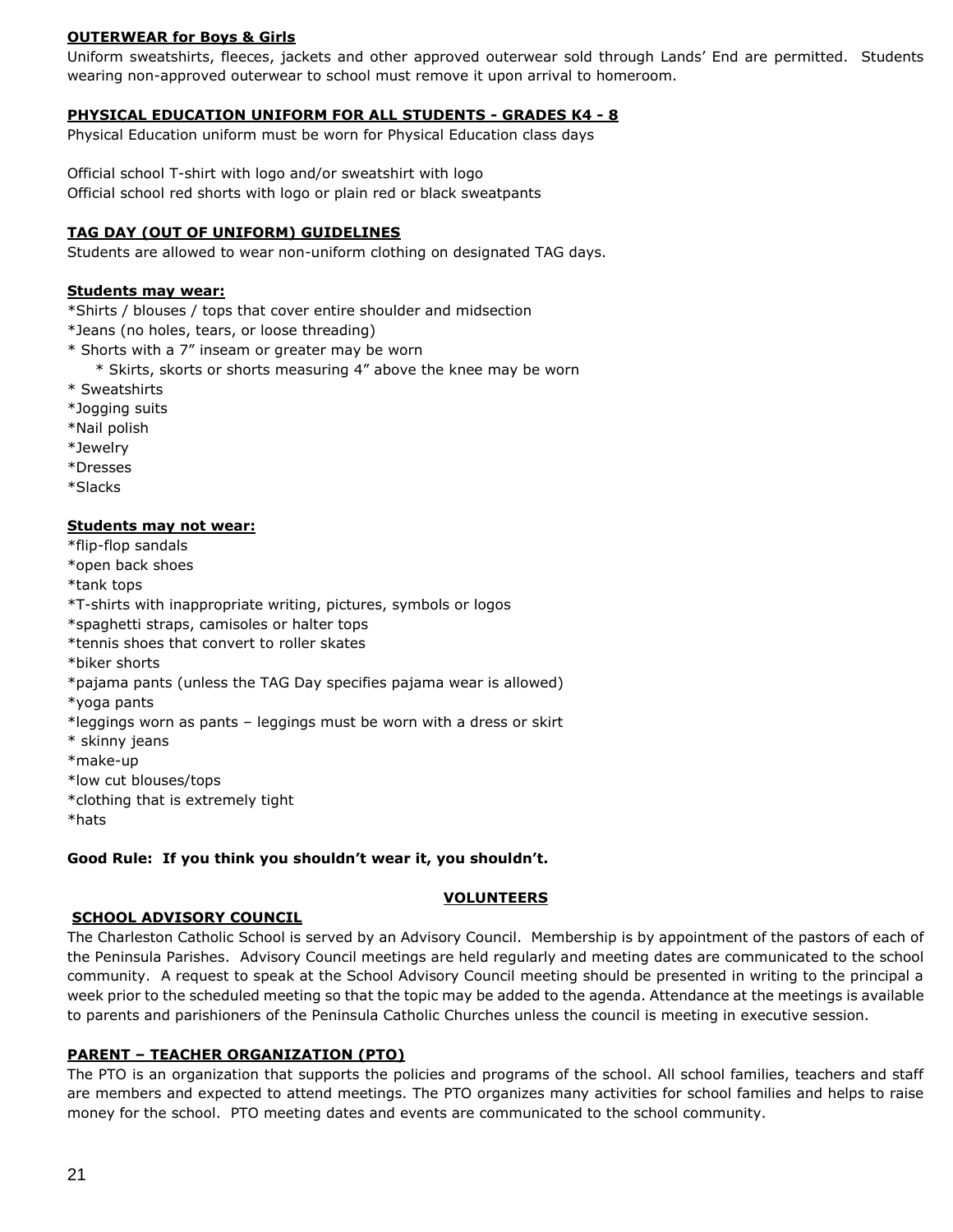**OUTERWEAR for Boys & Girls**

Uniform sweatshirts, fleeces, jackets and other approved outerwear sold through Lands' End are permitted. Students wearing non-approved outerwear to school must remove it upon arrival to homeroom.

**PHYSICAL EDUCATION UNIFORM FOR ALL STUDENTS - GRADES K4 - 8**

Physical Education uniform must be worn for Physical Education class days

Official school T-shirt with logo and/or sweatshirt with logo
Official school red shorts with logo or plain red or black sweatpants

**TAG DAY (OUT OF UNIFORM) GUIDELINES**

Students are allowed to wear non-uniform clothing on designated TAG days.

**Students may wear:**

*Shirts / blouses / tops that cover entire shoulder and midsection
*Jeans (no holes, tears, or loose threading)
* Shorts with a 7" inseam or greater may be worn
  * Skirts, skorts or shorts measuring 4" above the knee may be worn
* Sweatshirts
*Jogging suits
*Nail polish
*Jewelry
*Dresses
*Slacks

**Students may not wear:**

*flip-flop sandals
*open back shoes
*tank tops
*T-shirts with inappropriate writing, pictures, symbols or logos
*spaghetti straps, camisoles or halter tops
*tennis shoes that convert to roller skates
*biker shorts
*pajama pants (unless the TAG Day specifies pajama wear is allowed)
*yoga pants
*leggings worn as pants – leggings must be worn with a dress or skirt
* skinny jeans
*make-up
*low cut blouses/tops
*clothing that is extremely tight
*hats

**Good Rule: If you think you shouldn't wear it, you shouldn't.**

## VOLUNTEERS

**SCHOOL ADVISORY COUNCIL**

The Charleston Catholic School is served by an Advisory Council. Membership is by appointment of the pastors of each of the Peninsula Parishes. Advisory Council meetings are held regularly and meeting dates are communicated to the school community. A request to speak at the School Advisory Council meeting should be presented in writing to the principal a week prior to the scheduled meeting so that the topic may be added to the agenda. Attendance at the meetings is available to parents and parishioners of the Peninsula Catholic Churches unless the council is meeting in executive session.

**PARENT – TEACHER ORGANIZATION (PTO)**

The PTO is an organization that supports the policies and programs of the school. All school families, teachers and staff are members and expected to attend meetings. The PTO organizes many activities for school families and helps to raise money for the school. PTO meeting dates and events are communicated to the school community.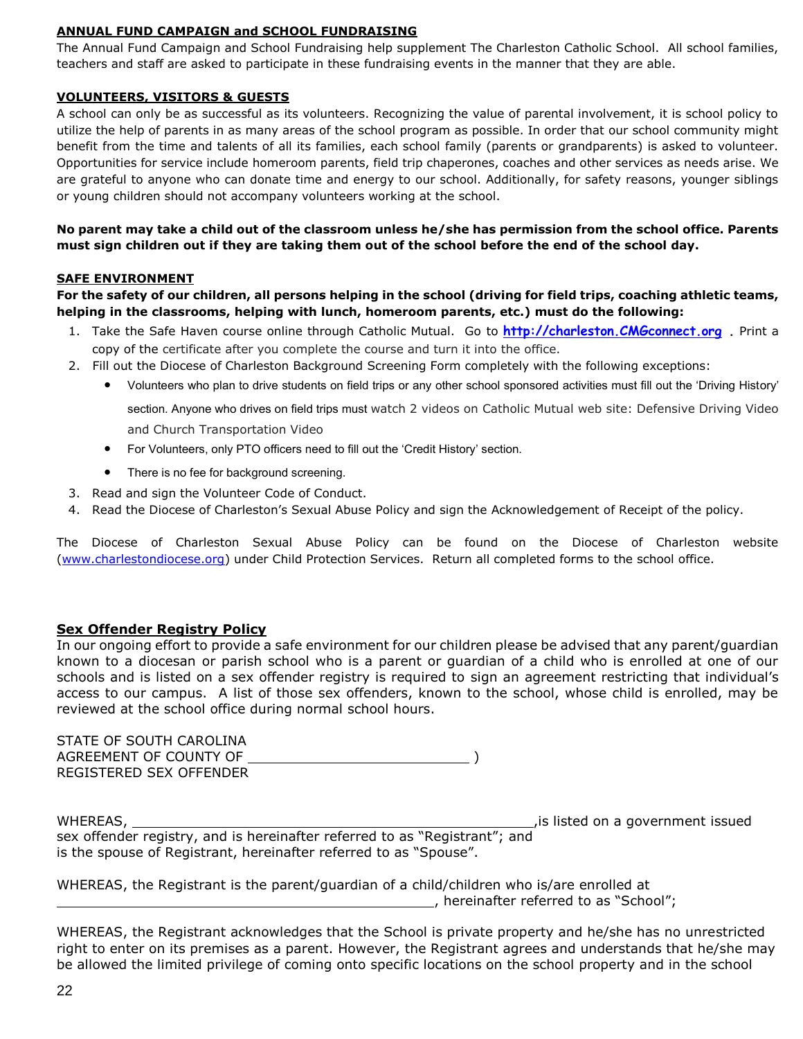**ANNUAL FUND CAMPAIGN and SCHOOL FUNDRAISING**

The Annual Fund Campaign and School Fundraising help supplement The Charleston Catholic School. All school families, teachers and staff are asked to participate in these fundraising events in the manner that they are able.

**VOLUNTEERS, VISITORS & GUESTS**

A school can only be as successful as its volunteers. Recognizing the value of parental involvement, it is school policy to utilize the help of parents in as many areas of the school program as possible. In order that our school community might benefit from the time and talents of all its families, each school family (parents or grandparents) is asked to volunteer. Opportunities for service include homeroom parents, field trip chaperones, coaches and other services as needs arise. We are grateful to anyone who can donate time and energy to our school. Additionally, for safety reasons, younger siblings or young children should not accompany volunteers working at the school.

**No parent may take a child out of the classroom unless he/she has permission from the school office. Parents must sign children out if they are taking them out of the school before the end of the school day.**

**SAFE ENVIRONMENT**

**For the safety of our children, all persons helping in the school (driving for field trips, coaching athletic teams, helping in the classrooms, helping with lunch, homeroom parents, etc.) must do the following:**

1. Take the Safe Haven course online through Catholic Mutual. Go to **http://charleston.CMGconnect.org** . Print a copy of the certificate after you complete the course and turn it into the office.
2. Fill out the Diocese of Charleston Background Screening Form completely with the following exceptions:
   - Volunteers who plan to drive students on field trips or any other school sponsored activities must fill out the 'Driving History' section. Anyone who drives on field trips must watch 2 videos on Catholic Mutual web site: Defensive Driving Video and Church Transportation Video
   - For Volunteers, only PTO officers need to fill out the 'Credit History' section.
   - There is no fee for background screening.
3. Read and sign the Volunteer Code of Conduct.
4. Read the Diocese of Charleston's Sexual Abuse Policy and sign the Acknowledgement of Receipt of the policy.

The Diocese of Charleston Sexual Abuse Policy can be found on the Diocese of Charleston website (www.charlestondiocese.org) under Child Protection Services. Return all completed forms to the school office.

**Sex Offender Registry Policy**

In our ongoing effort to provide a safe environment for our children please be advised that any parent/guardian known to a diocesan or parish school who is a parent or guardian of a child who is enrolled at one of our schools and is listed on a sex offender registry is required to sign an agreement restricting that individual's access to our campus. A list of those sex offenders, known to the school, whose child is enrolled, may be reviewed at the school office during normal school hours.

STATE OF SOUTH CAROLINA
AGREEMENT OF COUNTY OF ____________________________ )
REGISTERED SEX OFFENDER

WHEREAS, ______________________________________________________,is listed on a government issued sex offender registry, and is hereinafter referred to as "Registrant"; and is the spouse of Registrant, hereinafter referred to as "Spouse".

WHEREAS, the Registrant is the parent/guardian of a child/children who is/are enrolled at ____________________________________________________, hereinafter referred to as "School";

WHEREAS, the Registrant acknowledges that the School is private property and he/she has no unrestricted right to enter on its premises as a parent. However, the Registrant agrees and understands that he/she may be allowed the limited privilege of coming onto specific locations on the school property and in the school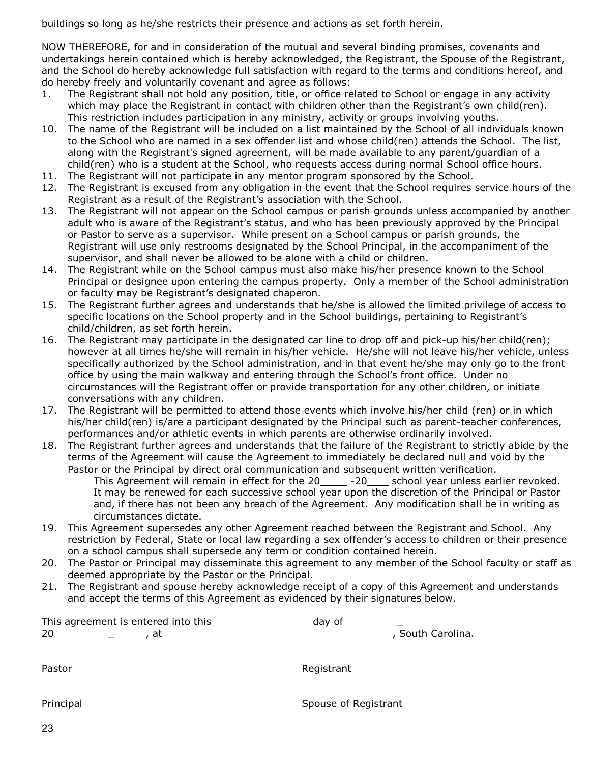buildings so long as he/she restricts their presence and actions as set forth herein.

NOW THEREFORE, for and in consideration of the mutual and several binding promises, covenants and undertakings herein contained which is hereby acknowledged, the Registrant, the Spouse of the Registrant, and the School do hereby acknowledge full satisfaction with regard to the terms and conditions hereof, and do hereby freely and voluntarily covenant and agree as follows:

1. The Registrant shall not hold any position, title, or office related to School or engage in any activity which may place the Registrant in contact with children other than the Registrant's own child(ren). This restriction includes participation in any ministry, activity or groups involving youths.
10. The name of the Registrant will be included on a list maintained by the School of all individuals known to the School who are named in a sex offender list and whose child(ren) attends the School. The list, along with the Registrant's signed agreement, will be made available to any parent/guardian of a child(ren) who is a student at the School, who requests access during normal School office hours.
11. The Registrant will not participate in any mentor program sponsored by the School.
12. The Registrant is excused from any obligation in the event that the School requires service hours of the Registrant as a result of the Registrant's association with the School.
13. The Registrant will not appear on the School campus or parish grounds unless accompanied by another adult who is aware of the Registrant's status, and who has been previously approved by the Principal or Pastor to serve as a supervisor. While present on a School campus or parish grounds, the Registrant will use only restrooms designated by the School Principal, in the accompaniment of the supervisor, and shall never be allowed to be alone with a child or children.
14. The Registrant while on the School campus must also make his/her presence known to the School Principal or designee upon entering the campus property. Only a member of the School administration or faculty may be Registrant's designated chaperon.
15. The Registrant further agrees and understands that he/she is allowed the limited privilege of access to specific locations on the School property and in the School buildings, pertaining to Registrant's child/children, as set forth herein.
16. The Registrant may participate in the designated car line to drop off and pick-up his/her child(ren); however at all times he/she will remain in his/her vehicle. He/she will not leave his/her vehicle, unless specifically authorized by the School administration, and in that event he/she may only go to the front office by using the main walkway and entering through the School's front office. Under no circumstances will the Registrant offer or provide transportation for any other children, or initiate conversations with any children.
17. The Registrant will be permitted to attend those events which involve his/her child (ren) or in which his/her child(ren) is/are a participant designated by the Principal such as parent-teacher conferences, performances and/or athletic events in which parents are otherwise ordinarily involved.
18. The Registrant further agrees and understands that the failure of the Registrant to strictly abide by the terms of the Agreement will cause the Agreement to immediately be declared null and void by the Pastor or the Principal by direct oral communication and subsequent written verification.

    This Agreement will remain in effect for the 20_____ -20___ school year unless earlier revoked. It may be renewed for each successive school year upon the discretion of the Principal or Pastor and, if there has not been any breach of the Agreement. Any modification shall be in writing as circumstances dictate.
19. This Agreement supersedes any other Agreement reached between the Registrant and School. Any restriction by Federal, State or local law regarding a sex offender's access to children or their presence on a school campus shall supersede any term or condition contained herein.
20. The Pastor or Principal may disseminate this agreement to any member of the School faculty or staff as deemed appropriate by the Pastor or the Principal.
21. The Registrant and spouse hereby acknowledge receipt of a copy of this Agreement and understands and accept the terms of this Agreement as evidenced by their signatures below.

This agreement is entered into this ________________ day of ________________________ 20________________, at ______________________________________, South Carolina.

Pastor________________________________ Registrant________________________________

Principal________________________________ Spouse of Registrant________________________________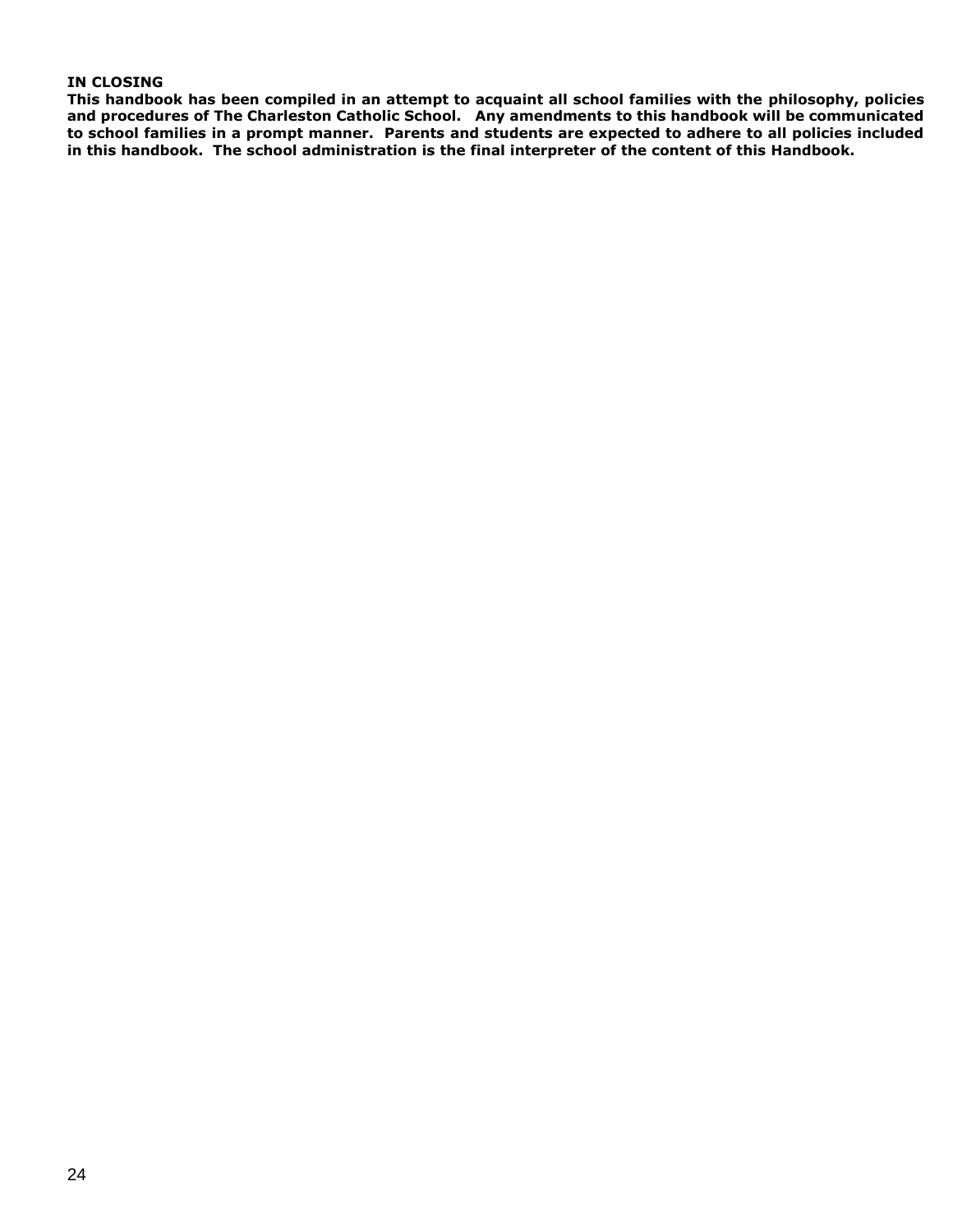**IN CLOSING**

**This handbook has been compiled in an attempt to acquaint all school families with the philosophy, policies and procedures of The Charleston Catholic School. Any amendments to this handbook will be communicated to school families in a prompt manner. Parents and students are expected to adhere to all policies included in this handbook. The school administration is the final interpreter of the content of this Handbook.**